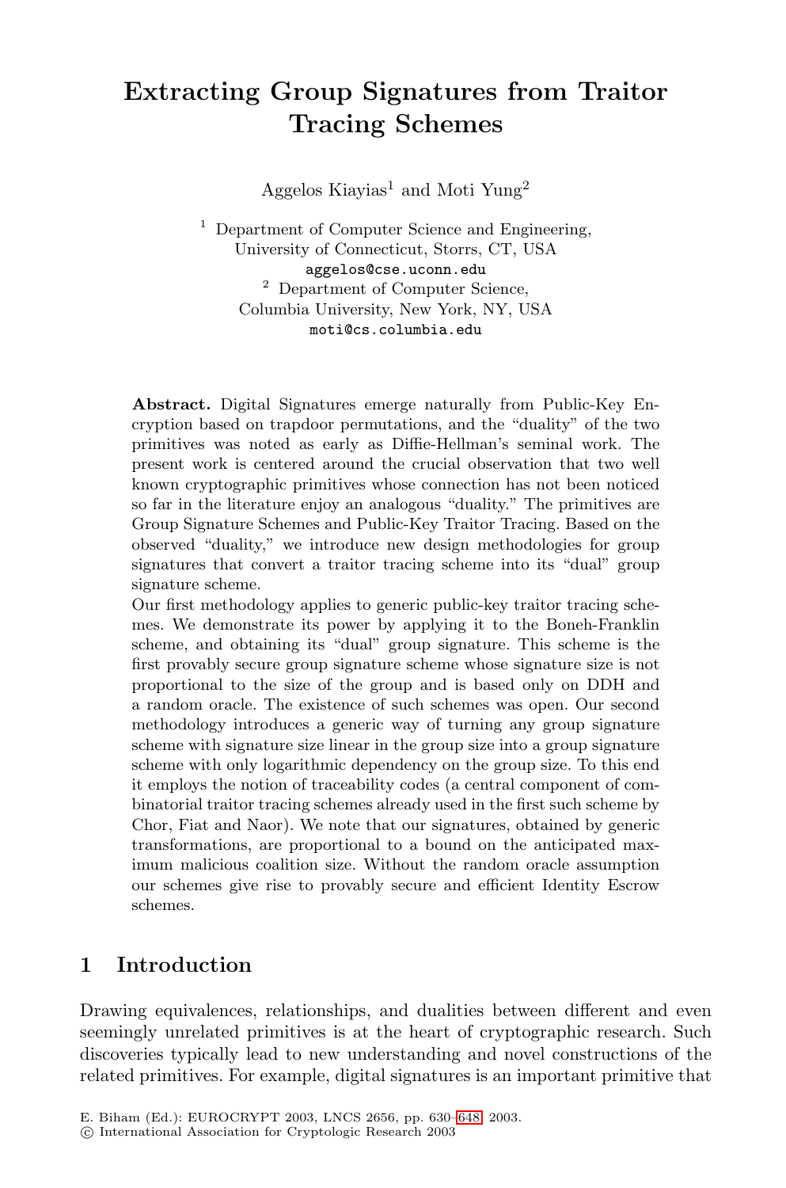# Extracting Group Signatures from Traitor Tracing Schemes

Aggelos Kiayias[1] and Moti Yung[2]

[1] Department of Computer Science and Engineering, University of Connecticut, Storrs, CT, USA
aggelos@cse.uconn.edu

[2] Department of Computer Science, Columbia University, New York, NY, USA
moti@cs.columbia.edu

**Abstract.** Digital Signatures emerge naturally from Public-Key Encryption based on trapdoor permutations, and the "duality" of the two primitives was noted as early as Diffie-Hellman's seminal work. The present work is centered around the crucial observation that two well known cryptographic primitives whose connection has not been noticed so far in the literature enjoy an analogous "duality." The primitives are Group Signature Schemes and Public-Key Traitor Tracing. Based on the observed "duality," we introduce new design methodologies for group signatures that convert a traitor tracing scheme into its "dual" group signature scheme.

Our first methodology applies to generic public-key traitor tracing schemes. We demonstrate its power by applying it to the Boneh-Franklin scheme, and obtaining its "dual" group signature. This scheme is the first provably secure group signature scheme whose signature size is not proportional to the size of the group and is based only on DDH and a random oracle. The existence of such schemes was open. Our second methodology introduces a generic way of turning any group signature scheme with signature size linear in the group size into a group signature scheme with only logarithmic dependency on the group size. To this end it employs the notion of traceability codes (a central component of combinatorial traitor tracing schemes already used in the first such scheme by Chor, Fiat and Naor). We note that our signatures, obtained by generic transformations, are proportional to a bound on the anticipated maximum malicious coalition size. Without the random oracle assumption our schemes give rise to provably secure and efficient Identity Escrow schemes.

## 1 Introduction

Drawing equivalences, relationships, and dualities between different and even seemingly unrelated primitives is at the heart of cryptographic research. Such discoveries typically lead to new understanding and novel constructions of the related primitives. For example, digital signatures is an important primitive that

E. Biham (Ed.): EUROCRYPT 2003, LNCS 2656, pp. 630–648, 2003.
© International Association for Cryptologic Research 2003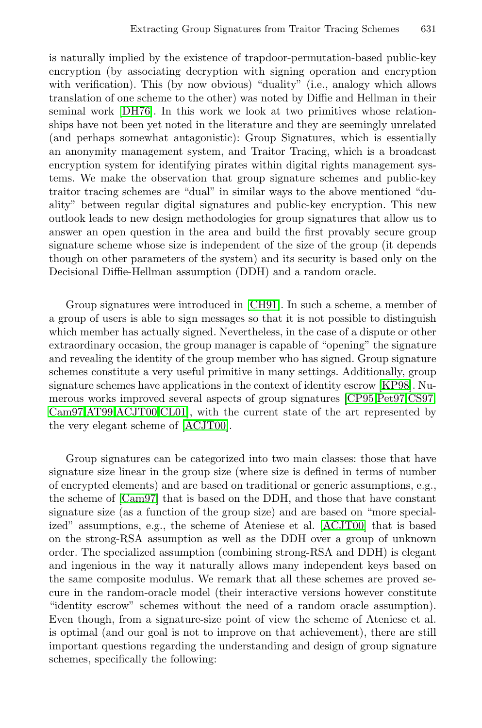is naturally implied by the existence of trapdoor-permutation-based public-key encryption (by associating decryption with signing operation and encryption with verification). This (by now obvious) "duality" (i.e., analogy which allows translation of one scheme to the other) was noted by Diffie and Hellman in their seminal work [DH76]. In this work we look at two primitives whose relationships have not been yet noted in the literature and they are seemingly unrelated (and perhaps somewhat antagonistic): Group Signatures, which is essentially an anonymity management system, and Traitor Tracing, which is a broadcast encryption system for identifying pirates within digital rights management systems. We make the observation that group signature schemes and public-key traitor tracing schemes are "dual" in similar ways to the above mentioned "duality" between regular digital signatures and public-key encryption. This new outlook leads to new design methodologies for group signatures that allow us to answer an open question in the area and build the first provably secure group signature scheme whose size is independent of the size of the group (it depends though on other parameters of the system) and its security is based only on the Decisional Diffie-Hellman assumption (DDH) and a random oracle.

Group signatures were introduced in [CH91]. In such a scheme, a member of a group of users is able to sign messages so that it is not possible to distinguish which member has actually signed. Nevertheless, in the case of a dispute or other extraordinary occasion, the group manager is capable of "opening" the signature and revealing the identity of the group member who has signed. Group signature schemes constitute a very useful primitive in many settings. Additionally, group signature schemes have applications in the context of identity escrow [KP98]. Numerous works improved several aspects of group signatures [CP95,Pet97,CS97, Cam97,AT99,ACJT00,CL01], with the current state of the art represented by the very elegant scheme of [ACJT00].

Group signatures can be categorized into two main classes: those that have signature size linear in the group size (where size is defined in terms of number of encrypted elements) and are based on traditional or generic assumptions, e.g., the scheme of [Cam97] that is based on the DDH, and those that have constant signature size (as a function of the group size) and are based on "more specialized" assumptions, e.g., the scheme of Ateniese et al. [ACJT00] that is based on the strong-RSA assumption as well as the DDH over a group of unknown order. The specialized assumption (combining strong-RSA and DDH) is elegant and ingenious in the way it naturally allows many independent keys based on the same composite modulus. We remark that all these schemes are proved secure in the random-oracle model (their interactive versions however constitute "identity escrow" schemes without the need of a random oracle assumption). Even though, from a signature-size point of view the scheme of Ateniese et al. is optimal (and our goal is not to improve on that achievement), there are still important questions regarding the understanding and design of group signature schemes, specifically the following: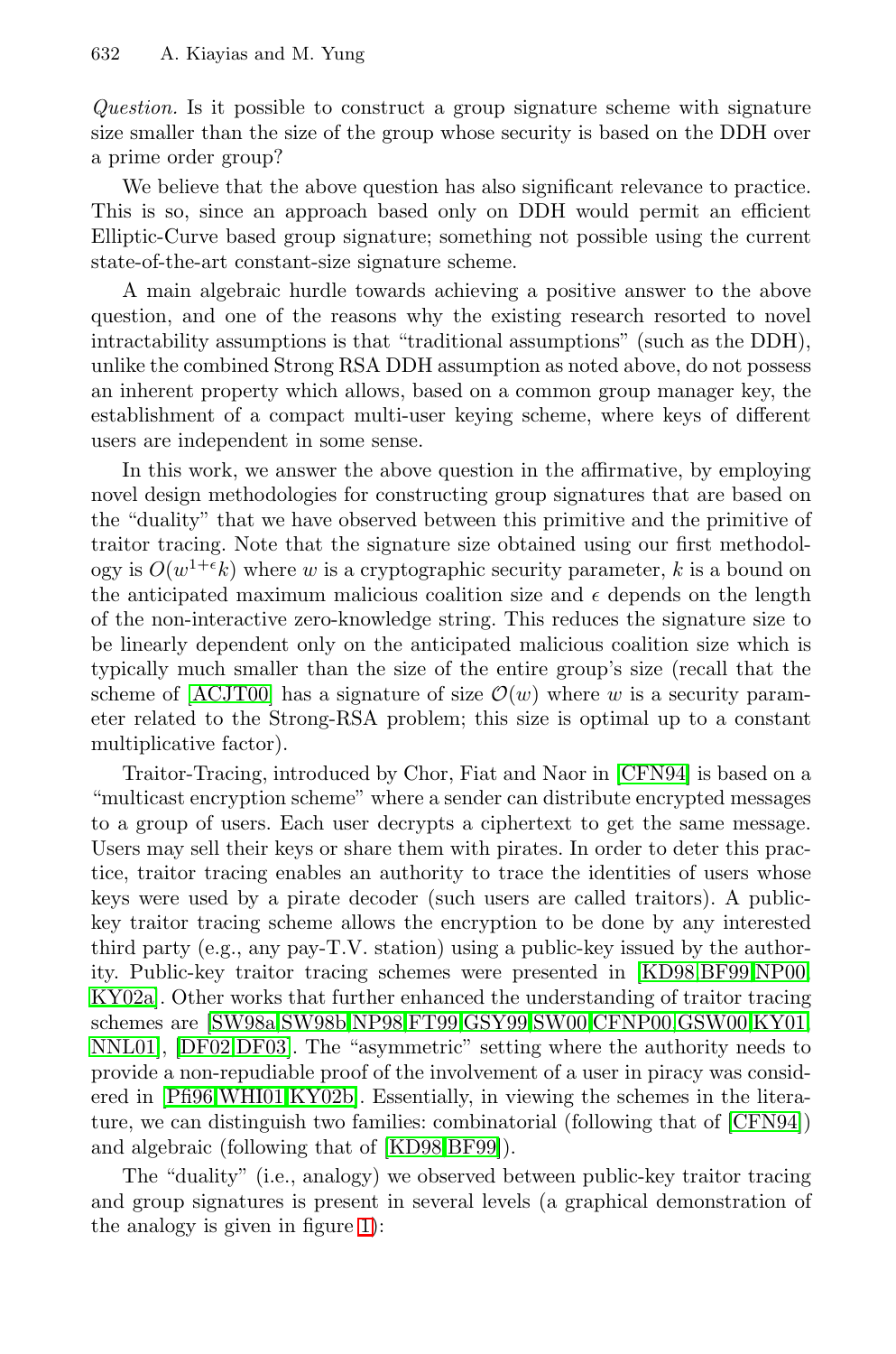*Question.* Is it possible to construct a group signature scheme with signature size smaller than the size of the group whose security is based on the DDH over a prime order group?

We believe that the above question has also significant relevance to practice. This is so, since an approach based only on DDH would permit an efficient Elliptic-Curve based group signature; something not possible using the current state-of-the-art constant-size signature scheme.

A main algebraic hurdle towards achieving a positive answer to the above question, and one of the reasons why the existing research resorted to novel intractability assumptions is that "traditional assumptions" (such as the DDH), unlike the combined Strong RSA DDH assumption as noted above, do not possess an inherent property which allows, based on a common group manager key, the establishment of a compact multi-user keying scheme, where keys of different users are independent in some sense.

In this work, we answer the above question in the affirmative, by employing novel design methodologies for constructing group signatures that are based on the "duality" that we have observed between this primitive and the primitive of traitor tracing. Note that the signature size obtained using our first methodology is $O(w^{1+\epsilon}k)$ where $w$ is a cryptographic security parameter, $k$ is a bound on the anticipated maximum malicious coalition size and $\epsilon$ depends on the length of the non-interactive zero-knowledge string. This reduces the signature size to be linearly dependent only on the anticipated malicious coalition size which is typically much smaller than the size of the entire group's size (recall that the scheme of [ACJT00] has a signature of size $\mathcal{O}(w)$ where $w$ is a security parameter related to the Strong-RSA problem; this size is optimal up to a constant multiplicative factor).

Traitor-Tracing, introduced by Chor, Fiat and Naor in [CFN94] is based on a "multicast encryption scheme" where a sender can distribute encrypted messages to a group of users. Each user decrypts a ciphertext to get the same message. Users may sell their keys or share them with pirates. In order to deter this practice, traitor tracing enables an authority to trace the identities of users whose keys were used by a pirate decoder (such users are called traitors). A public-key traitor tracing scheme allows the encryption to be done by any interested third party (e.g., any pay-T.V. station) using a public-key issued by the authority. Public-key traitor tracing schemes were presented in [KD98,BF99,NP00,KY02a]. Other works that further enhanced the understanding of traitor tracing schemes are [SW98a,SW98b,NP98,FT99,GSY99,SW00,CFNP00,GSW00,KY01,NNL01], [DF02,DF03]. The "asymmetric" setting where the authority needs to provide a non-repudiable proof of the involvement of a user in piracy was considered in [Pfi96,WHI01,KY02b]. Essentially, in viewing the schemes in the literature, we can distinguish two families: combinatorial (following that of [CFN94]) and algebraic (following that of [KD98,BF99]).

The "duality" (i.e., analogy) we observed between public-key traitor tracing and group signatures is present in several levels (a graphical demonstration of the analogy is given in figure 1):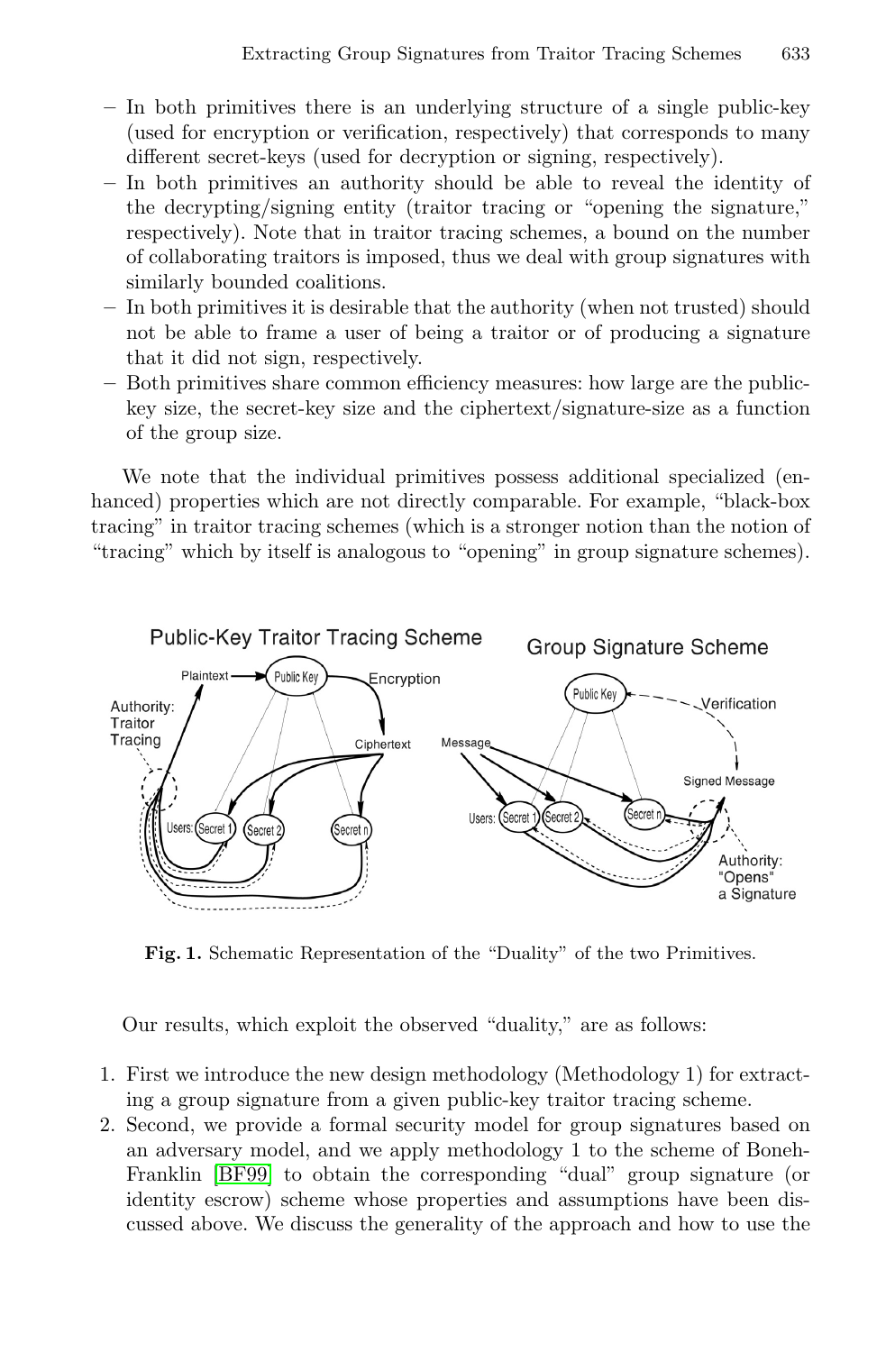- In both primitives there is an underlying structure of a single public-key (used for encryption or verification, respectively) that corresponds to many different secret-keys (used for decryption or signing, respectively).
- In both primitives an authority should be able to reveal the identity of the decrypting/signing entity (traitor tracing or "opening the signature," respectively). Note that in traitor tracing schemes, a bound on the number of collaborating traitors is imposed, thus we deal with group signatures with similarly bounded coalitions.
- In both primitives it is desirable that the authority (when not trusted) should not be able to frame a user of being a traitor or of producing a signature that it did not sign, respectively.
- Both primitives share common efficiency measures: how large are the public-key size, the secret-key size and the ciphertext/signature-size as a function of the group size.

We note that the individual primitives possess additional specialized (enhanced) properties which are not directly comparable. For example, "black-box tracing" in traitor tracing schemes (which is a stronger notion than the notion of "tracing" which by itself is analogous to "opening" in group signature schemes).

**Fig. 1.** Schematic Representation of the "Duality" of the two Primitives.

Our results, which exploit the observed "duality," are as follows:

1. First we introduce the new design methodology (Methodology 1) for extracting a group signature from a given public-key traitor tracing scheme.
2. Second, we provide a formal security model for group signatures based on an adversary model, and we apply methodology 1 to the scheme of Boneh-Franklin [BF99] to obtain the corresponding "dual" group signature (or identity escrow) scheme whose properties and assumptions have been discussed above. We discuss the generality of the approach and how to use the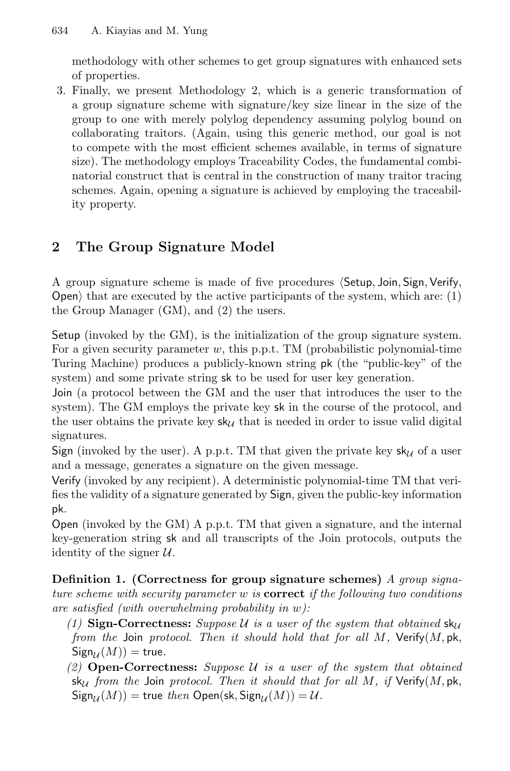methodology with other schemes to get group signatures with enhanced sets of properties.

3. Finally, we present Methodology 2, which is a generic transformation of a group signature scheme with signature/key size linear in the size of the group to one with merely polylog dependency assuming polylog bound on collaborating traitors. (Again, using this generic method, our goal is not to compete with the most efficient schemes available, in terms of signature size). The methodology employs Traceability Codes, the fundamental combinatorial construct that is central in the construction of many traitor tracing schemes. Again, opening a signature is achieved by employing the traceability property.

## 2 The Group Signature Model

A group signature scheme is made of five procedures $\langle \mathsf{Setup}, \mathsf{Join}, \mathsf{Sign}, \mathsf{Verify}, \mathsf{Open} \rangle$ that are executed by the active participants of the system, which are: (1) the Group Manager (GM), and (2) the users.

Setup (invoked by the GM), is the initialization of the group signature system. For a given security parameter $w$, this p.p.t. TM (probabilistic polynomial-time Turing Machine) produces a publicly-known string $\mathsf{pk}$ (the "public-key" of the system) and some private string $\mathsf{sk}$ to be used for user key generation.

Join (a protocol between the GM and the user that introduces the user to the system). The GM employs the private key $\mathsf{sk}$ in the course of the protocol, and the user obtains the private key $\mathsf{sk}_{\mathcal{U}}$ that is needed in order to issue valid digital signatures.

Sign (invoked by the user). A p.p.t. TM that given the private key $\mathsf{sk}_{\mathcal{U}}$ of a user and a message, generates a signature on the given message.

Verify (invoked by any recipient). A deterministic polynomial-time TM that verifies the validity of a signature generated by Sign, given the public-key information $\mathsf{pk}$.

Open (invoked by the GM) A p.p.t. TM that given a signature, and the internal key-generation string $\mathsf{sk}$ and all transcripts of the Join protocols, outputs the identity of the signer $\mathcal{U}$.

**Definition 1. (Correctness for group signature schemes)** *A group signature scheme with security parameter $w$ is* **correct** *if the following two conditions are satisfied (with overwhelming probability in $w$):*

*(1)* **Sign-Correctness:** *Suppose $\mathcal{U}$ is a user of the system that obtained $\mathsf{sk}_{\mathcal{U}}$ from the* Join *protocol. Then it should hold that for all $M$, $\mathsf{Verify}(M, \mathsf{pk}, \mathsf{Sign}_{\mathcal{U}}(M)) = \mathsf{true}$.*

*(2)* **Open-Correctness:** *Suppose $\mathcal{U}$ is a user of the system that obtained $\mathsf{sk}_{\mathcal{U}}$ from the* Join *protocol. Then it should that for all $M$, if $\mathsf{Verify}(M, \mathsf{pk}, \mathsf{Sign}_{\mathcal{U}}(M)) = \mathsf{true}$ then $\mathsf{Open}(\mathsf{sk}, \mathsf{Sign}_{\mathcal{U}}(M)) = \mathcal{U}$.*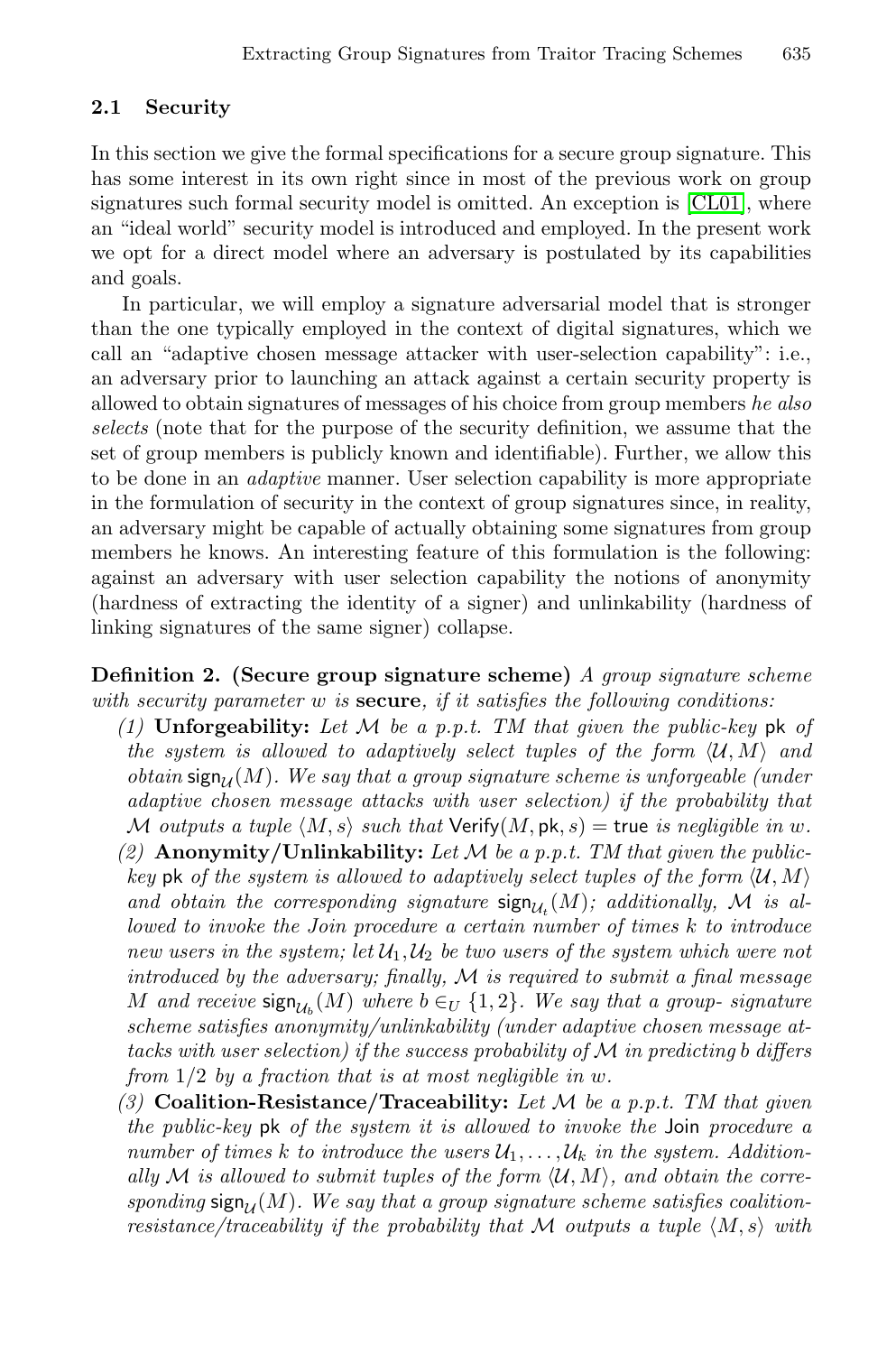### 2.1 Security

In this section we give the formal specifications for a secure group signature. This has some interest in its own right since in most of the previous work on group signatures such formal security model is omitted. An exception is [CL01], where an "ideal world" security model is introduced and employed. In the present work we opt for a direct model where an adversary is postulated by its capabilities and goals.

In particular, we will employ a signature adversarial model that is stronger than the one typically employed in the context of digital signatures, which we call an "adaptive chosen message attacker with user-selection capability": i.e., an adversary prior to launching an attack against a certain security property is allowed to obtain signatures of messages of his choice from group members *he also selects* (note that for the purpose of the security definition, we assume that the set of group members is publicly known and identifiable). Further, we allow this to be done in an *adaptive* manner. User selection capability is more appropriate in the formulation of security in the context of group signatures since, in reality, an adversary might be capable of actually obtaining some signatures from group members he knows. An interesting feature of this formulation is the following: against an adversary with user selection capability the notions of anonymity (hardness of extracting the identity of a signer) and unlinkability (hardness of linking signatures of the same signer) collapse.

**Definition 2. (Secure group signature scheme)** *A group signature scheme with security parameter $w$ is* **secure***, if it satisfies the following conditions:*

*(1)* **Unforgeability:** *Let $\mathcal{M}$ be a p.p.t. TM that given the public-key $\mathsf{pk}$ of the system is allowed to adaptively select tuples of the form $\langle \mathcal{U}, M \rangle$ and obtain $\mathsf{sign}_{\mathcal{U}}(M)$. We say that a group signature scheme is unforgeable (under adaptive chosen message attacks with user selection) if the probability that $\mathcal{M}$ outputs a tuple $\langle M, s \rangle$ such that $\mathsf{Verify}(M, \mathsf{pk}, s) = \mathsf{true}$ is negligible in $w$.*

*(2)* **Anonymity/Unlinkability:** *Let $\mathcal{M}$ be a p.p.t. TM that given the public-key $\mathsf{pk}$ of the system is allowed to adaptively select tuples of the form $\langle \mathcal{U}, M \rangle$ and obtain the corresponding signature $\mathsf{sign}_{\mathcal{U}_t}(M)$; additionally, $\mathcal{M}$ is allowed to invoke the Join procedure a certain number of times $k$ to introduce new users in the system; let $\mathcal{U}_1, \mathcal{U}_2$ be two users of the system which were not introduced by the adversary; finally, $\mathcal{M}$ is required to submit a final message $M$ and receive $\mathsf{sign}_{\mathcal{U}_b}(M)$ where $b \in_U \{1, 2\}$. We say that a group- signature scheme satisfies anonymity/unlinkability (under adaptive chosen message attacks with user selection) if the success probability of $\mathcal{M}$ in predicting $b$ differs from $1/2$ by a fraction that is at most negligible in $w$.*

*(3)* **Coalition-Resistance/Traceability:** *Let $\mathcal{M}$ be a p.p.t. TM that given the public-key $\mathsf{pk}$ of the system it is allowed to invoke the $\mathsf{Join}$ procedure a number of times $k$ to introduce the users $\mathcal{U}_1, \ldots, \mathcal{U}_k$ in the system. Additionally $\mathcal{M}$ is allowed to submit tuples of the form $\langle \mathcal{U}, M \rangle$, and obtain the corresponding $\mathsf{sign}_{\mathcal{U}}(M)$. We say that a group signature scheme satisfies coalition-resistance/traceability if the probability that $\mathcal{M}$ outputs a tuple $\langle M, s \rangle$ with*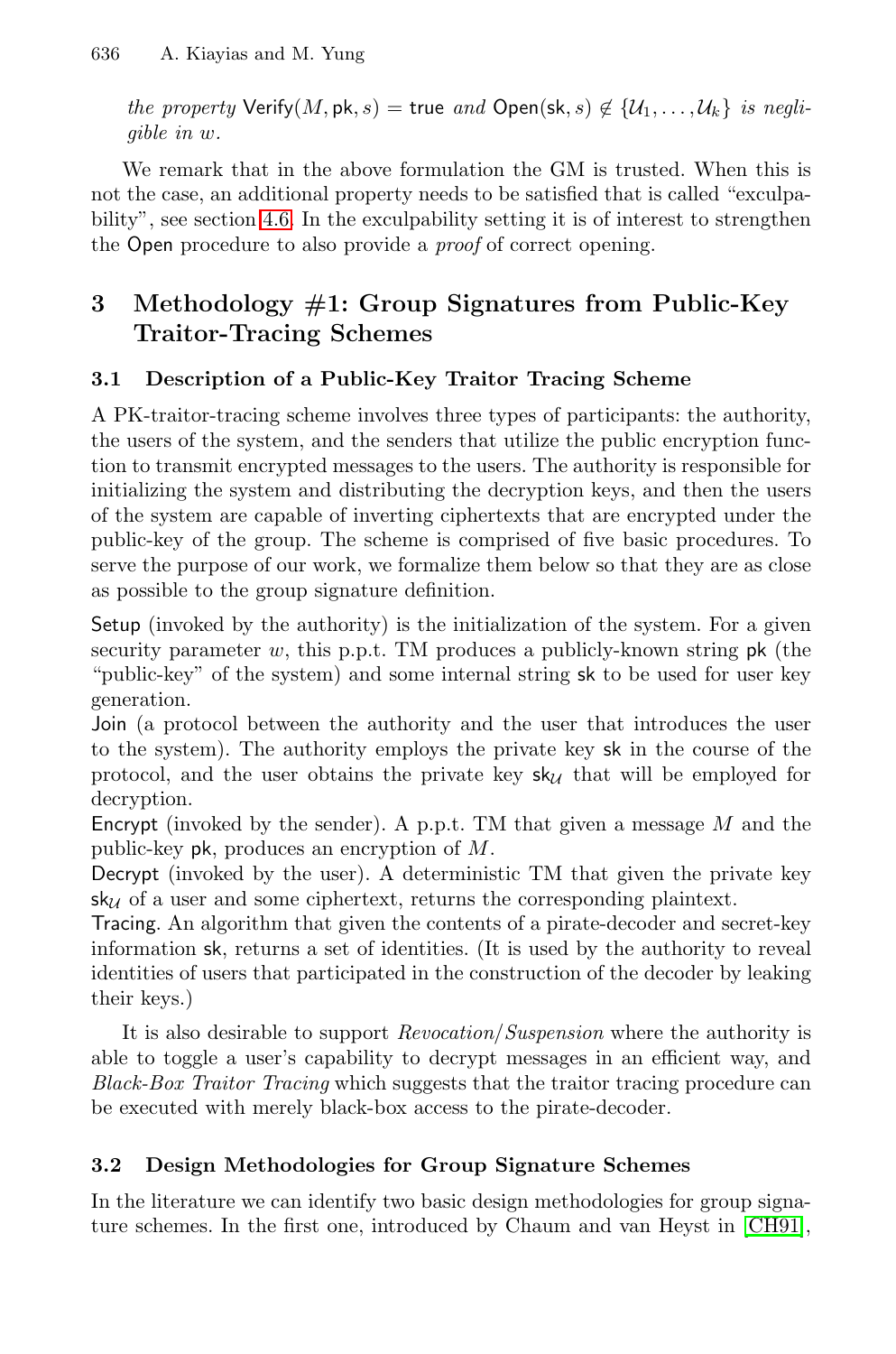*the property* $\mathsf{Verify}(M, \mathsf{pk}, s) = \mathsf{true}$ *and* $\mathsf{Open}(\mathsf{sk}, s) \notin \{\mathcal{U}_1, \ldots, \mathcal{U}_k\}$ *is negligible in* $w$.

We remark that in the above formulation the GM is trusted. When this is not the case, an additional property needs to be satisfied that is called "exculpability", see section 4.6. In the exculpability setting it is of interest to strengthen the Open procedure to also provide a *proof* of correct opening.

## 3 Methodology #1: Group Signatures from Public-Key Traitor-Tracing Schemes

### 3.1 Description of a Public-Key Traitor Tracing Scheme

A PK-traitor-tracing scheme involves three types of participants: the authority, the users of the system, and the senders that utilize the public encryption function to transmit encrypted messages to the users. The authority is responsible for initializing the system and distributing the decryption keys, and then the users of the system are capable of inverting ciphertexts that are encrypted under the public-key of the group. The scheme is comprised of five basic procedures. To serve the purpose of our work, we formalize them below so that they are as close as possible to the group signature definition.

Setup (invoked by the authority) is the initialization of the system. For a given security parameter $w$, this p.p.t. TM produces a publicly-known string pk (the "public-key" of the system) and some internal string sk to be used for user key generation.

Join (a protocol between the authority and the user that introduces the user to the system). The authority employs the private key sk in the course of the protocol, and the user obtains the private key $\mathsf{sk}_{\mathcal{U}}$ that will be employed for decryption.

Encrypt (invoked by the sender). A p.p.t. TM that given a message $M$ and the public-key pk, produces an encryption of $M$.

Decrypt (invoked by the user). A deterministic TM that given the private key $\mathsf{sk}_{\mathcal{U}}$ of a user and some ciphertext, returns the corresponding plaintext.

Tracing. An algorithm that given the contents of a pirate-decoder and secret-key information sk, returns a set of identities. (It is used by the authority to reveal identities of users that participated in the construction of the decoder by leaking their keys.)

It is also desirable to support *Revocation/Suspension* where the authority is able to toggle a user's capability to decrypt messages in an efficient way, and *Black-Box Traitor Tracing* which suggests that the traitor tracing procedure can be executed with merely black-box access to the pirate-decoder.

### 3.2 Design Methodologies for Group Signature Schemes

In the literature we can identify two basic design methodologies for group signature schemes. In the first one, introduced by Chaum and van Heyst in [CH91],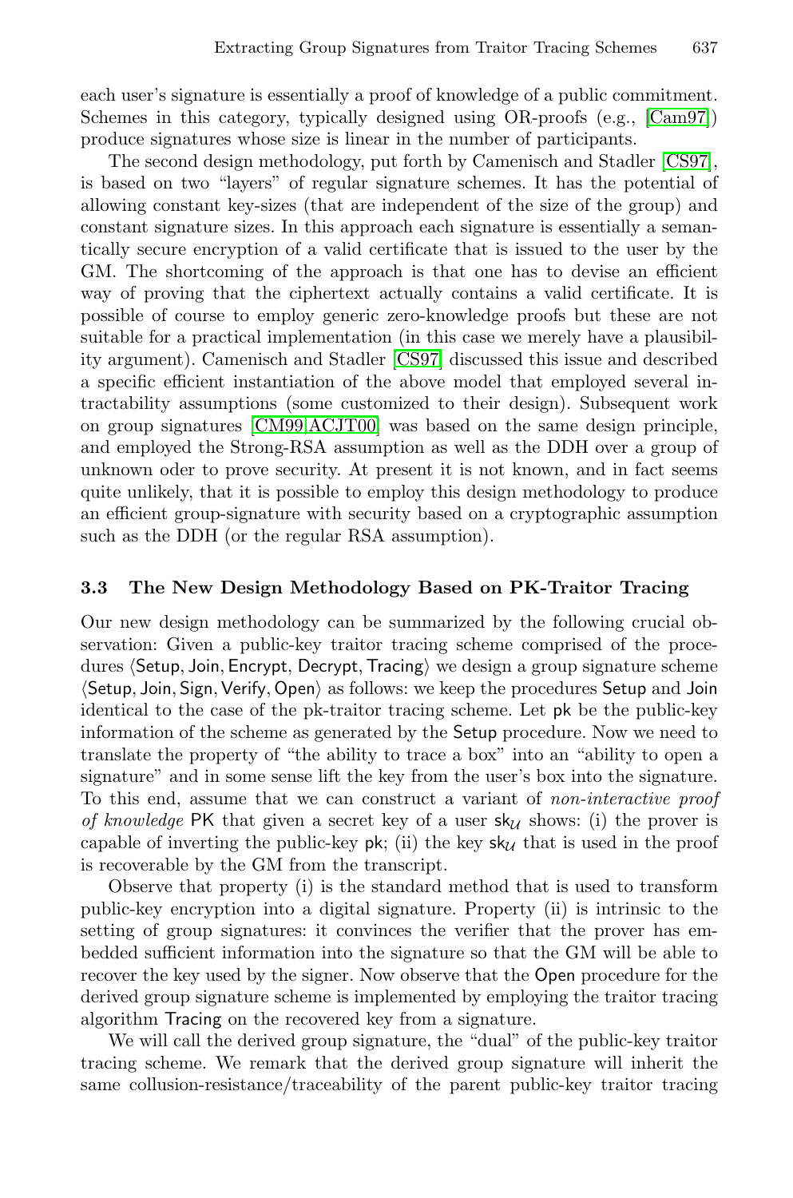each user's signature is essentially a proof of knowledge of a public commitment. Schemes in this category, typically designed using OR-proofs (e.g., [Cam97]) produce signatures whose size is linear in the number of participants.

The second design methodology, put forth by Camenisch and Stadler [CS97], is based on two "layers" of regular signature schemes. It has the potential of allowing constant key-sizes (that are independent of the size of the group) and constant signature sizes. In this approach each signature is essentially a semantically secure encryption of a valid certificate that is issued to the user by the GM. The shortcoming of the approach is that one has to devise an efficient way of proving that the ciphertext actually contains a valid certificate. It is possible of course to employ generic zero-knowledge proofs but these are not suitable for a practical implementation (in this case we merely have a plausibility argument). Camenisch and Stadler [CS97] discussed this issue and described a specific efficient instantiation of the above model that employed several intractability assumptions (some customized to their design). Subsequent work on group signatures [CM99,ACJT00] was based on the same design principle, and employed the Strong-RSA assumption as well as the DDH over a group of unknown oder to prove security. At present it is not known, and in fact seems quite unlikely, that it is possible to employ this design methodology to produce an efficient group-signature with security based on a cryptographic assumption such as the DDH (or the regular RSA assumption).

### 3.3 The New Design Methodology Based on PK-Traitor Tracing

Our new design methodology can be summarized by the following crucial observation: Given a public-key traitor tracing scheme comprised of the procedures $\langle \mathsf{Setup}, \mathsf{Join}, \mathsf{Encrypt}, \mathsf{Decrypt}, \mathsf{Tracing} \rangle$ we design a group signature scheme $\langle \mathsf{Setup}, \mathsf{Join}, \mathsf{Sign}, \mathsf{Verify}, \mathsf{Open} \rangle$ as follows: we keep the procedures Setup and Join identical to the case of the pk-traitor tracing scheme. Let $\mathsf{pk}$ be the public-key information of the scheme as generated by the Setup procedure. Now we need to translate the property of "the ability to trace a box" into an "ability to open a signature" and in some sense lift the key from the user's box into the signature. To this end, assume that we can construct a variant of *non-interactive proof of knowledge* PK that given a secret key of a user $\mathsf{sk}_{\mathcal{U}}$ shows: (i) the prover is capable of inverting the public-key $\mathsf{pk}$; (ii) the key $\mathsf{sk}_{\mathcal{U}}$ that is used in the proof is recoverable by the GM from the transcript.

Observe that property (i) is the standard method that is used to transform public-key encryption into a digital signature. Property (ii) is intrinsic to the setting of group signatures: it convinces the verifier that the prover has embedded sufficient information into the signature so that the GM will be able to recover the key used by the signer. Now observe that the Open procedure for the derived group signature scheme is implemented by employing the traitor tracing algorithm Tracing on the recovered key from a signature.

We will call the derived group signature, the "dual" of the public-key traitor tracing scheme. We remark that the derived group signature will inherit the same collusion-resistance/traceability of the parent public-key traitor tracing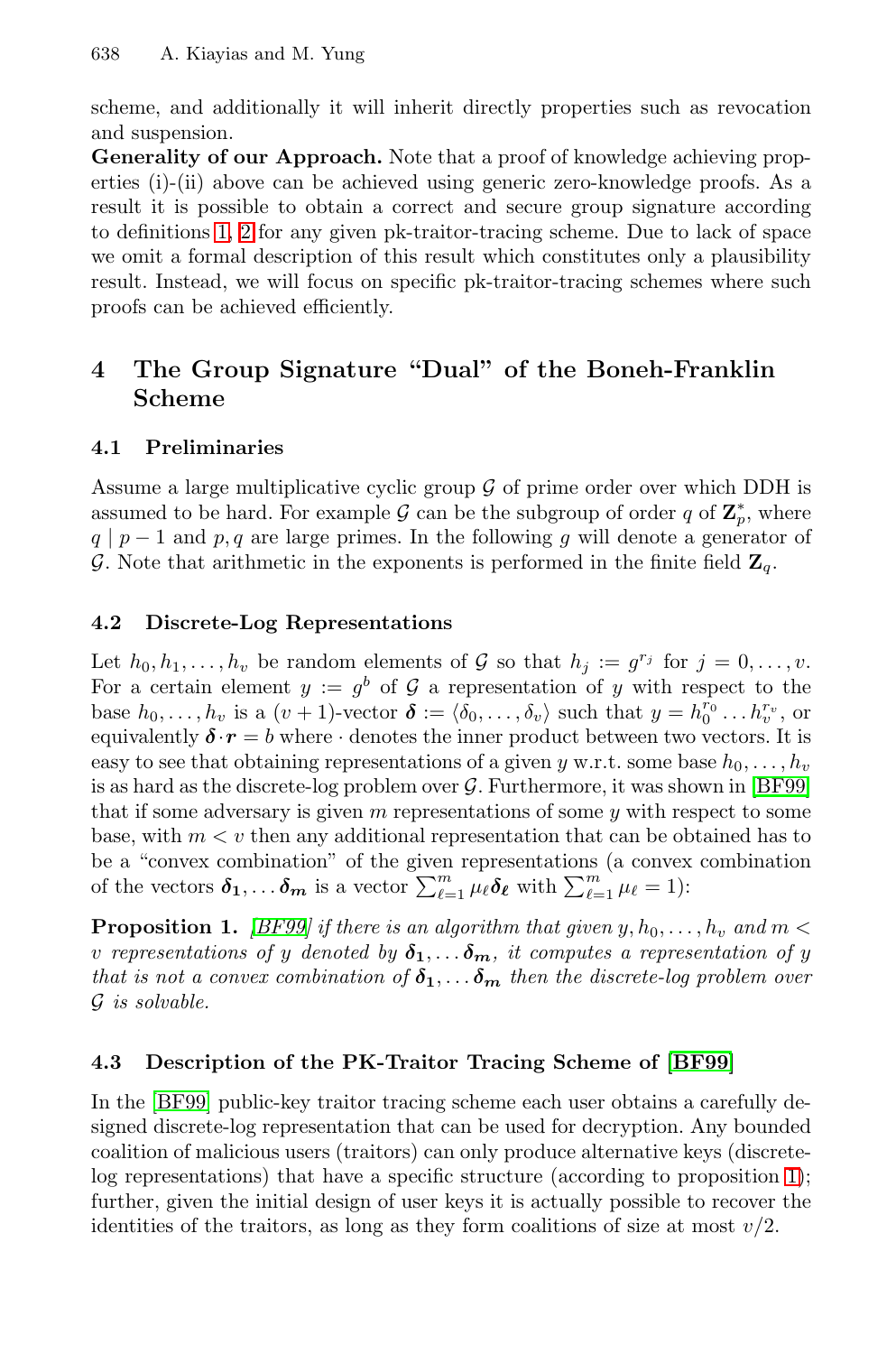scheme, and additionally it will inherit directly properties such as revocation and suspension.

**Generality of our Approach.** Note that a proof of knowledge achieving properties (i)-(ii) above can be achieved using generic zero-knowledge proofs. As a result it is possible to obtain a correct and secure group signature according to definitions 1, 2 for any given pk-traitor-tracing scheme. Due to lack of space we omit a formal description of this result which constitutes only a plausibility result. Instead, we will focus on specific pk-traitor-tracing schemes where such proofs can be achieved efficiently.

## 4 The Group Signature "Dual" of the Boneh-Franklin Scheme

### 4.1 Preliminaries

Assume a large multiplicative cyclic group $\mathcal{G}$ of prime order over which DDH is assumed to be hard. For example $\mathcal{G}$ can be the subgroup of order $q$ of $\mathbf{Z}_p^*$, where $q \mid p-1$ and $p, q$ are large primes. In the following $g$ will denote a generator of $\mathcal{G}$. Note that arithmetic in the exponents is performed in the finite field $\mathbf{Z}_q$.

### 4.2 Discrete-Log Representations

Let $h_0, h_1, \ldots, h_v$ be random elements of $\mathcal{G}$ so that $h_j := g^{r_j}$ for $j = 0, \ldots, v$. For a certain element $y := g^b$ of $\mathcal{G}$ a representation of $y$ with respect to the base $h_0, \ldots, h_v$ is a $(v+1)$-vector $\boldsymbol{\delta} := \langle \delta_0, \ldots, \delta_v \rangle$ such that $y = h_0^{r_0} \ldots h_v^{r_v}$, or equivalently $\boldsymbol{\delta} \cdot \boldsymbol{r} = b$ where $\cdot$ denotes the inner product between two vectors. It is easy to see that obtaining representations of a given $y$ w.r.t. some base $h_0, \ldots, h_v$ is as hard as the discrete-log problem over $\mathcal{G}$. Furthermore, it was shown in [BF99] that if some adversary is given $m$ representations of some $y$ with respect to some base, with $m < v$ then any additional representation that can be obtained has to be a "convex combination" of the given representations (a convex combination of the vectors $\boldsymbol{\delta_1}, \ldots \boldsymbol{\delta_m}$ is a vector $\sum_{\ell=1}^{m} \mu_\ell \boldsymbol{\delta_\ell}$ with $\sum_{\ell=1}^{m} \mu_\ell = 1$):

**Proposition 1.** *[BF99] if there is an algorithm that given $y, h_0, \ldots, h_v$ and $m < v$ representations of $y$ denoted by $\boldsymbol{\delta_1}, \ldots \boldsymbol{\delta_m}$, it computes a representation of $y$ that is not a convex combination of $\boldsymbol{\delta_1}, \ldots \boldsymbol{\delta_m}$ then the discrete-log problem over $\mathcal{G}$ is solvable.*

### 4.3 Description of the PK-Traitor Tracing Scheme of [BF99]

In the [BF99] public-key traitor tracing scheme each user obtains a carefully designed discrete-log representation that can be used for decryption. Any bounded coalition of malicious users (traitors) can only produce alternative keys (discrete-log representations) that have a specific structure (according to proposition 1); further, given the initial design of user keys it is actually possible to recover the identities of the traitors, as long as they form coalitions of size at most $v/2$.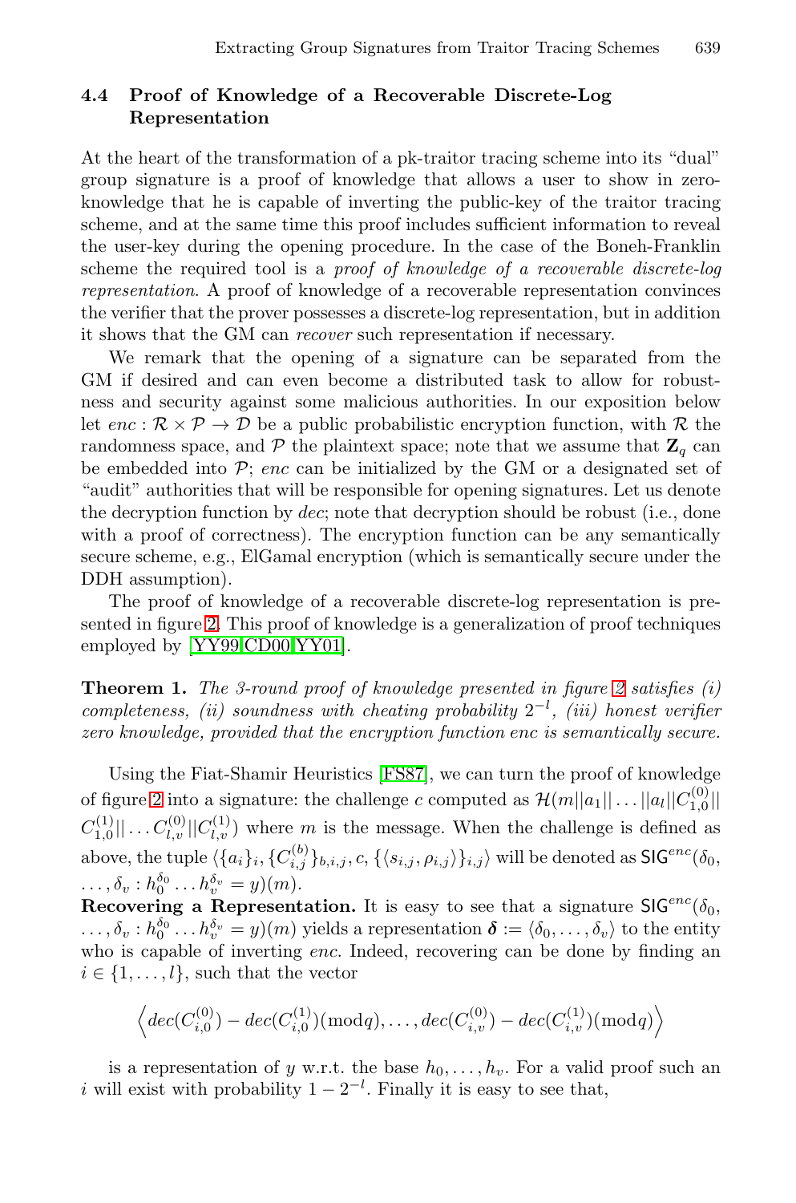### 4.4 Proof of Knowledge of a Recoverable Discrete-Log Representation

At the heart of the transformation of a pk-traitor tracing scheme into its "dual" group signature is a proof of knowledge that allows a user to show in zero-knowledge that he is capable of inverting the public-key of the traitor tracing scheme, and at the same time this proof includes sufficient information to reveal the user-key during the opening procedure. In the case of the Boneh-Franklin scheme the required tool is a *proof of knowledge of a recoverable discrete-log representation*. A proof of knowledge of a recoverable representation convinces the verifier that the prover possesses a discrete-log representation, but in addition it shows that the GM can *recover* such representation if necessary.

We remark that the opening of a signature can be separated from the GM if desired and can even become a distributed task to allow for robustness and security against some malicious authorities. In our exposition below let $enc : \mathcal{R} \times \mathcal{P} \rightarrow \mathcal{D}$ be a public probabilistic encryption function, with $\mathcal{R}$ the randomness space, and $\mathcal{P}$ the plaintext space; note that we assume that $\mathbf{Z}_q$ can be embedded into $\mathcal{P}$; $enc$ can be initialized by the GM or a designated set of "audit" authorities that will be responsible for opening signatures. Let us denote the decryption function by $dec$; note that decryption should be robust (i.e., done with a proof of correctness). The encryption function can be any semantically secure scheme, e.g., ElGamal encryption (which is semantically secure under the DDH assumption).

The proof of knowledge of a recoverable discrete-log representation is presented in figure 2. This proof of knowledge is a generalization of proof techniques employed by [YY99, CD00, YY01].

**Theorem 1.** *The 3-round proof of knowledge presented in figure 2 satisfies (i) completeness, (ii) soundness with cheating probability $2^{-l}$, (iii) honest verifier zero knowledge, provided that the encryption function enc is semantically secure.*

Using the Fiat-Shamir Heuristics [FS87], we can turn the proof of knowledge of figure 2 into a signature: the challenge $c$ computed as $\mathcal{H}(m||a_1||\ldots||a_l||C_{1,0}^{(0)}||C_{1,0}^{(1)}||\ldots C_{l,v}^{(0)}||C_{l,v}^{(1)})$ where $m$ is the message. When the challenge is defined as above, the tuple $\langle \{a_i\}_i, \{C_{i,j}^{(b)}\}_{b,i,j}, c, \{\langle s_{i,j}, \rho_{i,j}\rangle\}_{i,j}\rangle$ will be denoted as $\mathsf{SIG}^{enc}(\delta_0, \ldots, \delta_v : h_0^{\delta_0}\ldots h_v^{\delta_v} = y)(m)$.

**Recovering a Representation.** It is easy to see that a signature $\mathsf{SIG}^{enc}(\delta_0, \ldots, \delta_v : h_0^{\delta_0}\ldots h_v^{\delta_v} = y)(m)$ yields a representation $\boldsymbol{\delta} := \langle \delta_0, \ldots, \delta_v\rangle$ to the entity who is capable of inverting $enc$. Indeed, recovering can be done by finding an $i \in \{1, \ldots, l\}$, such that the vector

$$\left\langle dec(C_{i,0}^{(0)}) - dec(C_{i,0}^{(1)})(\mathrm{mod} q), \ldots, dec(C_{i,v}^{(0)}) - dec(C_{i,v}^{(1)})(\mathrm{mod} q)\right\rangle$$

is a representation of $y$ w.r.t. the base $h_0, \ldots, h_v$. For a valid proof such an $i$ will exist with probability $1 - 2^{-l}$. Finally it is easy to see that,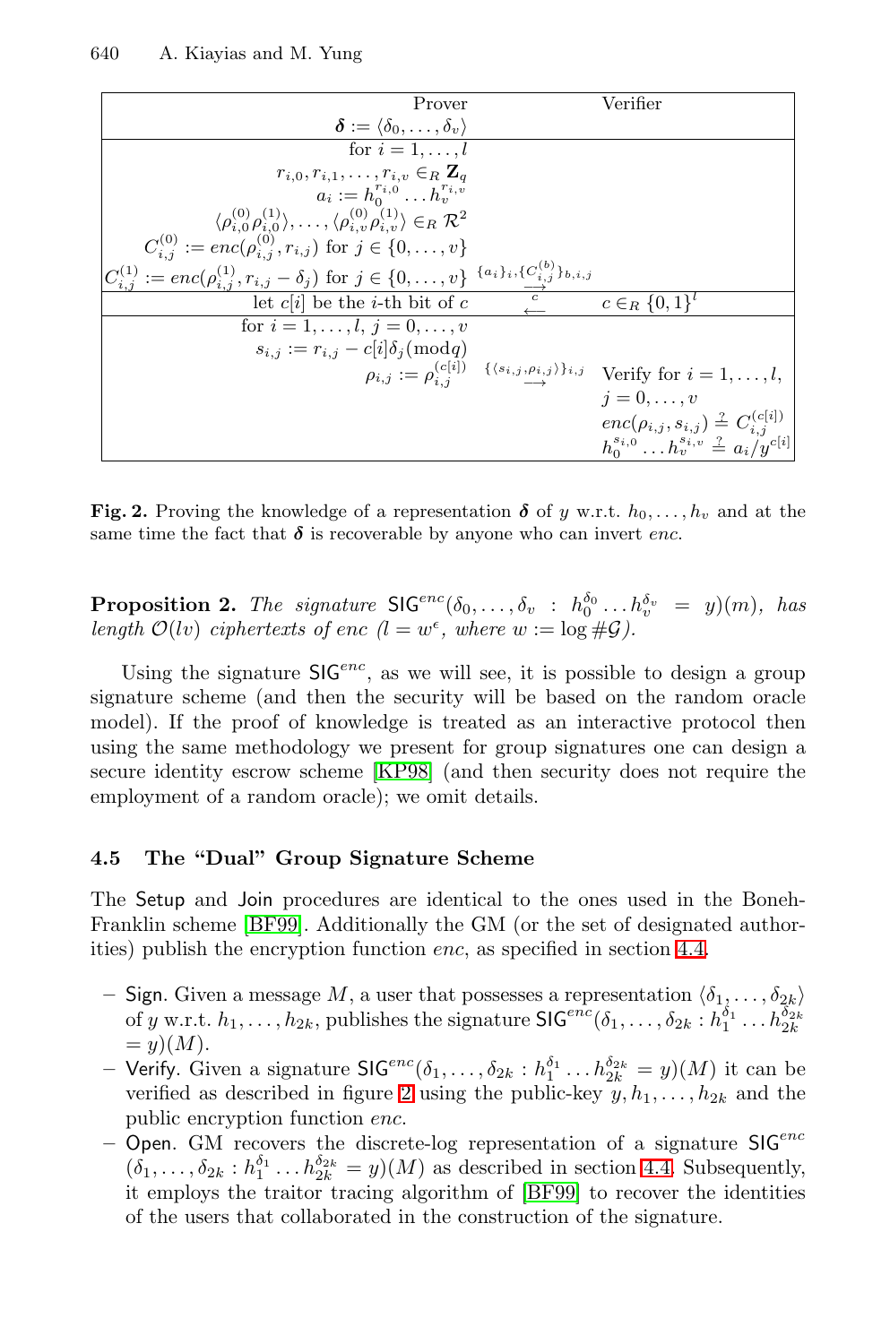| Prover | | Verifier |
| --- | --- | --- |
| $\boldsymbol{\delta} := \langle \delta_0, \ldots, \delta_v \rangle$ | | |
| for $i = 1, \ldots, l$ <br> $r_{i,0}, r_{i,1}, \ldots, r_{i,v} \in_R \mathbf{Z}_q$ <br> $a_i := h_0^{r_{i,0}} \ldots h_v^{r_{i,v}}$ <br> $\langle \rho_{i,0}^{(0)} \rho_{i,0}^{(1)} \rangle, \ldots, \langle \rho_{i,v}^{(0)} \rho_{i,v}^{(1)} \rangle \in_R \mathcal{R}^2$ <br> $C_{i,j}^{(0)} := enc(\rho_{i,j}^{(0)}, r_{i,j})$ for $j \in \{0, \ldots, v\}$ <br> $C_{i,j}^{(1)} := enc(\rho_{i,j}^{(1)}, r_{i,j} - \delta_j)$ for $j \in \{0, \ldots, v\}$ | $\xrightarrow{\{a_i\}_i, \{C_{i,j}^{(b)}\}_{b,i,j}}$ | |
| let $c[i]$ be the $i$-th bit of $c$ | $\xleftarrow{c}$ | $c \in_R \{0,1\}^l$ |
| for $i = 1, \ldots, l$, $j = 0, \ldots, v$ <br> $s_{i,j} := r_{i,j} - c[i]\delta_j (\bmod q)$ <br> $\rho_{i,j} := \rho_{i,j}^{(c[i])}$ | $\xrightarrow{\{\langle s_{i,j}, \rho_{i,j} \rangle\}_{i,j}}$ | Verify for $i = 1, \ldots, l$, <br> $j = 0, \ldots, v$ <br> $enc(\rho_{i,j}, s_{i,j}) \stackrel{?}{=} C_{i,j}^{(c[i])}$ <br> $h_0^{s_{i,0}} \ldots h_v^{s_{i,v}} \stackrel{?}{=} a_i / y^{c[i]}$ |

**Fig. 2.** Proving the knowledge of a representation $\boldsymbol{\delta}$ of $y$ w.r.t. $h_0, \ldots, h_v$ and at the same time the fact that $\boldsymbol{\delta}$ is recoverable by anyone who can invert *enc*.

**Proposition 2.** *The signature* $\mathsf{SIG}^{enc}(\delta_0, \ldots, \delta_v : h_0^{\delta_0} \ldots h_v^{\delta_v} = y)(m)$*, has length* $\mathcal{O}(lv)$ *ciphertexts of enc* ($l = w^{\epsilon}$*, where* $w := \log \#\mathcal{G}$).

Using the signature $\mathsf{SIG}^{enc}$, as we will see, it is possible to design a group signature scheme (and then the security will be based on the random oracle model). If the proof of knowledge is treated as an interactive protocol then using the same methodology we present for group signatures one can design a secure identity escrow scheme [KP98] (and then security does not require the employment of a random oracle); we omit details.

### 4.5 The "Dual" Group Signature Scheme

The Setup and Join procedures are identical to the ones used in the Boneh-Franklin scheme [BF99]. Additionally the GM (or the set of designated authorities) publish the encryption function *enc*, as specified in section 4.4.

- Sign. Given a message $M$, a user that possesses a representation $\langle \delta_1, \ldots, \delta_{2k} \rangle$ of $y$ w.r.t. $h_1, \ldots, h_{2k}$, publishes the signature $\mathsf{SIG}^{enc}(\delta_1, \ldots, \delta_{2k} : h_1^{\delta_1} \ldots h_{2k}^{\delta_{2k}} = y)(M)$.
- Verify. Given a signature $\mathsf{SIG}^{enc}(\delta_1, \ldots, \delta_{2k} : h_1^{\delta_1} \ldots h_{2k}^{\delta_{2k}} = y)(M)$ it can be verified as described in figure 2 using the public-key $y, h_1, \ldots, h_{2k}$ and the public encryption function *enc*.
- Open. GM recovers the discrete-log representation of a signature $\mathsf{SIG}^{enc}$ $(\delta_1, \ldots, \delta_{2k} : h_1^{\delta_1} \ldots h_{2k}^{\delta_{2k}} = y)(M)$ as described in section 4.4. Subsequently, it employs the traitor tracing algorithm of [BF99] to recover the identities of the users that collaborated in the construction of the signature.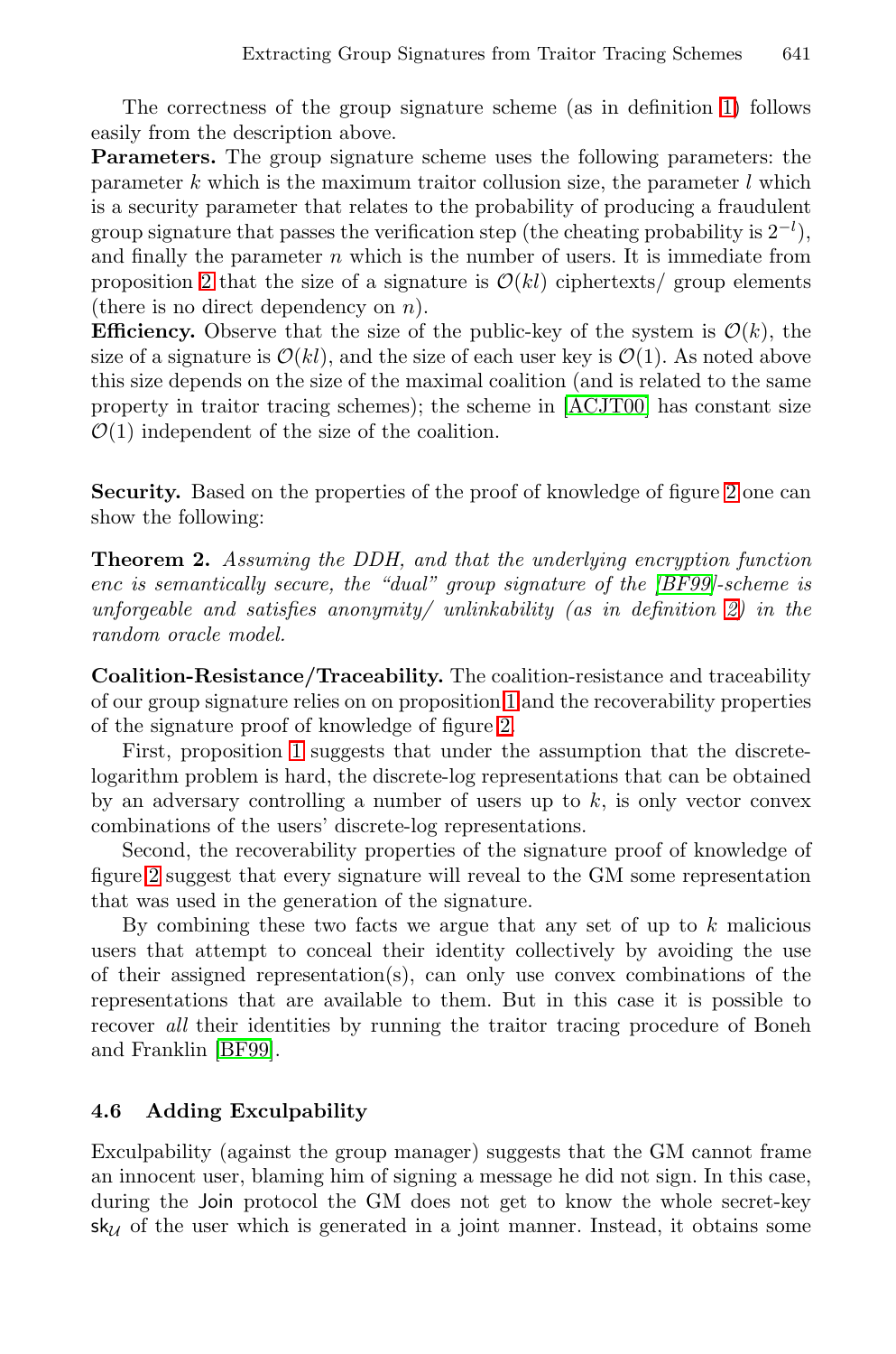The correctness of the group signature scheme (as in definition 1) follows easily from the description above.

**Parameters.** The group signature scheme uses the following parameters: the parameter $k$ which is the maximum traitor collusion size, the parameter $l$ which is a security parameter that relates to the probability of producing a fraudulent group signature that passes the verification step (the cheating probability is $2^{-l}$), and finally the parameter $n$ which is the number of users. It is immediate from proposition 2 that the size of a signature is $\mathcal{O}(kl)$ ciphertexts/ group elements (there is no direct dependency on $n$).

**Efficiency.** Observe that the size of the public-key of the system is $\mathcal{O}(k)$, the size of a signature is $\mathcal{O}(kl)$, and the size of each user key is $\mathcal{O}(1)$. As noted above this size depends on the size of the maximal coalition (and is related to the same property in traitor tracing schemes); the scheme in [ACJT00] has constant size $\mathcal{O}(1)$ independent of the size of the coalition.

**Security.** Based on the properties of the proof of knowledge of figure 2 one can show the following:

**Theorem 2.** *Assuming the DDH, and that the underlying encryption function enc is semantically secure, the "dual" group signature of the [BF99]-scheme is unforgeable and satisfies anonymity/ unlinkability (as in definition 2) in the random oracle model.*

**Coalition-Resistance/Traceability.** The coalition-resistance and traceability of our group signature relies on on proposition 1 and the recoverability properties of the signature proof of knowledge of figure 2.

First, proposition 1 suggests that under the assumption that the discrete-logarithm problem is hard, the discrete-log representations that can be obtained by an adversary controlling a number of users up to $k$, is only vector convex combinations of the users' discrete-log representations.

Second, the recoverability properties of the signature proof of knowledge of figure 2 suggest that every signature will reveal to the GM some representation that was used in the generation of the signature.

By combining these two facts we argue that any set of up to $k$ malicious users that attempt to conceal their identity collectively by avoiding the use of their assigned representation(s), can only use convex combinations of the representations that are available to them. But in this case it is possible to recover *all* their identities by running the traitor tracing procedure of Boneh and Franklin [BF99].

### 4.6 Adding Exculpability

Exculpability (against the group manager) suggests that the GM cannot frame an innocent user, blaming him of signing a message he did not sign. In this case, during the Join protocol the GM does not get to know the whole secret-key $\mathsf{sk}_{\mathcal{U}}$ of the user which is generated in a joint manner. Instead, it obtains some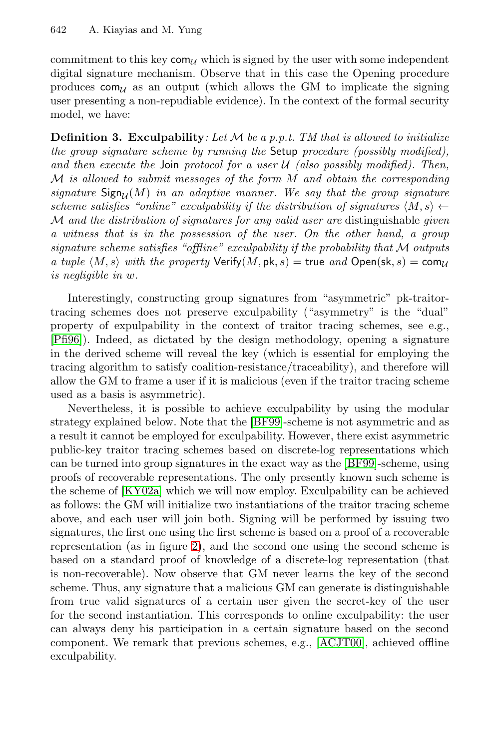commitment to this key $\mathsf{com}_{\mathcal{U}}$ which is signed by the user with some independent digital signature mechanism. Observe that in this case the Opening procedure produces $\mathsf{com}_{\mathcal{U}}$ as an output (which allows the GM to implicate the signing user presenting a non-repudiable evidence). In the context of the formal security model, we have:

**Definition 3. Exculpability**: *Let $\mathcal{M}$ be a p.p.t. TM that is allowed to initialize the group signature scheme by running the* Setup *procedure (possibly modified), and then execute the* Join *protocol for a user $\mathcal{U}$ (also possibly modified). Then, $\mathcal{M}$ is allowed to submit messages of the form $M$ and obtain the corresponding signature $\mathsf{Sign}_{\mathcal{U}}(M)$ in an adaptive manner. We say that the group signature scheme satisfies "online" exculpability if the distribution of signatures $\langle M, s\rangle \leftarrow \mathcal{M}$ and the distribution of signatures for any valid user are* distinguishable *given a witness that is in the possession of the user. On the other hand, a group signature scheme satisfies "offline" exculpability if the probability that $\mathcal{M}$ outputs a tuple $\langle M, s\rangle$ with the property $\mathsf{Verify}(M, \mathsf{pk}, s) = \mathsf{true}$ and $\mathsf{Open}(\mathsf{sk}, s) = \mathsf{com}_{\mathcal{U}}$ is negligible in $w$.*

Interestingly, constructing group signatures from "asymmetric" pk-traitor-tracing schemes does not preserve exculpability ("asymmetry" is the "dual" property of expulpability in the context of traitor tracing schemes, see e.g., [Pfi96]). Indeed, as dictated by the design methodology, opening a signature in the derived scheme will reveal the key (which is essential for employing the tracing algorithm to satisfy coalition-resistance/traceability), and therefore will allow the GM to frame a user if it is malicious (even if the traitor tracing scheme used as a basis is asymmetric).

Nevertheless, it is possible to achieve exculpability by using the modular strategy explained below. Note that the [BF99]-scheme is not asymmetric and as a result it cannot be employed for exculpability. However, there exist asymmetric public-key traitor tracing schemes based on discrete-log representations which can be turned into group signatures in the exact way as the [BF99]-scheme, using proofs of recoverable representations. The only presently known such scheme is the scheme of [KY02a] which we will now employ. Exculpability can be achieved as follows: the GM will initialize two instantiations of the traitor tracing scheme above, and each user will join both. Signing will be performed by issuing two signatures, the first one using the first scheme is based on a proof of a recoverable representation (as in figure 2), and the second one using the second scheme is based on a standard proof of knowledge of a discrete-log representation (that is non-recoverable). Now observe that GM never learns the key of the second scheme. Thus, any signature that a malicious GM can generate is distinguishable from true valid signatures of a certain user given the secret-key of the user for the second instantiation. This corresponds to online exculpability: the user can always deny his participation in a certain signature based on the second component. We remark that previous schemes, e.g., [ACJT00], achieved offline exculpability.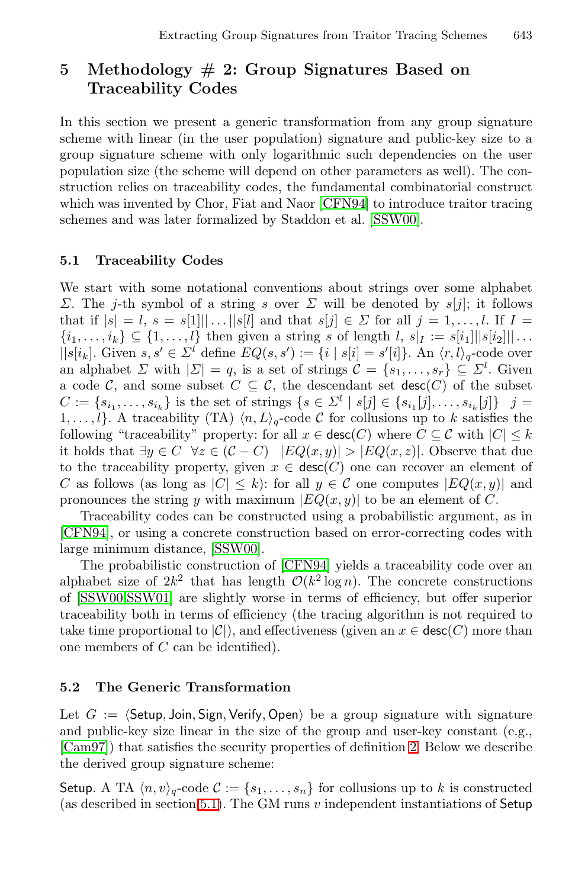## 5 Methodology # 2: Group Signatures Based on Traceability Codes

In this section we present a generic transformation from any group signature scheme with linear (in the user population) signature and public-key size to a group signature scheme with only logarithmic such dependencies on the user population size (the scheme will depend on other parameters as well). The construction relies on traceability codes, the fundamental combinatorial construct which was invented by Chor, Fiat and Naor [CFN94] to introduce traitor tracing schemes and was later formalized by Staddon et al. [SSW00].

### 5.1 Traceability Codes

We start with some notational conventions about strings over some alphabet $\Sigma$. The $j$-th symbol of a string $s$ over $\Sigma$ will be denoted by $s[j]$; it follows that if $|s| = l$, $s = s[1]||\ldots||s[l]$ and that $s[j] \in \Sigma$ for all $j = 1,\ldots,l$. If $I = \{i_1,\ldots,i_k\} \subseteq \{1,\ldots,l\}$ then given a string $s$ of length $l$, $s|_I := s[i_1]||s[i_2]||\ldots||s[i_k]$. Given $s, s' \in \Sigma^l$ define $EQ(s,s') := \{i \mid s[i] = s'[i]\}$. An $\langle r,l\rangle_q$-code over an alphabet $\Sigma$ with $|\Sigma| = q$, is a set of strings $\mathcal{C} = \{s_1,\ldots,s_r\} \subseteq \Sigma^l$. Given a code $\mathcal{C}$, and some subset $C \subseteq \mathcal{C}$, the descendant set $\mathsf{desc}(C)$ of the subset $C := \{s_{i_1},\ldots,s_{i_k}\}$ is the set of strings $\{s \in \Sigma^l \mid s[j] \in \{s_{i_1}[j],\ldots,s_{i_k}[j]\} \quad j = 1,\ldots,l\}$. A traceability (TA) $\langle n,L\rangle_q$-code $\mathcal{C}$ for collusions up to $k$ satisfies the following "traceability" property: for all $x \in \mathsf{desc}(C)$ where $C \subseteq \mathcal{C}$ with $|C| \leq k$ it holds that $\exists y \in C \quad \forall z \in (\mathcal{C} - C) \quad |EQ(x,y)| > |EQ(x,z)|$. Observe that due to the traceability property, given $x \in \mathsf{desc}(C)$ one can recover an element of $C$ as follows (as long as $|C| \leq k$): for all $y \in \mathcal{C}$ one computes $|EQ(x,y)|$ and pronounces the string $y$ with maximum $|EQ(x,y)|$ to be an element of $C$.

Traceability codes can be constructed using a probabilistic argument, as in [CFN94], or using a concrete construction based on error-correcting codes with large minimum distance, [SSW00].

The probabilistic construction of [CFN94] yields a traceability code over an alphabet size of $2k^2$ that has length $\mathcal{O}(k^2 \log n)$. The concrete constructions of [SSW00,SSW01] are slightly worse in terms of efficiency, but offer superior traceability both in terms of efficiency (the tracing algorithm is not required to take time proportional to $|\mathcal{C}|$), and effectiveness (given an $x \in \mathsf{desc}(C)$ more than one members of $C$ can be identified).

### 5.2 The Generic Transformation

Let $G := \langle \mathsf{Setup}, \mathsf{Join}, \mathsf{Sign}, \mathsf{Verify}, \mathsf{Open}\rangle$ be a group signature with signature and public-key size linear in the size of the group and user-key constant (e.g., [Cam97]) that satisfies the security properties of definition 2. Below we describe the derived group signature scheme:

Setup. A TA $\langle n,v\rangle_q$-code $\mathcal{C} := \{s_1,\ldots,s_n\}$ for collusions up to $k$ is constructed (as described in section 5.1). The GM runs $v$ independent instantiations of Setup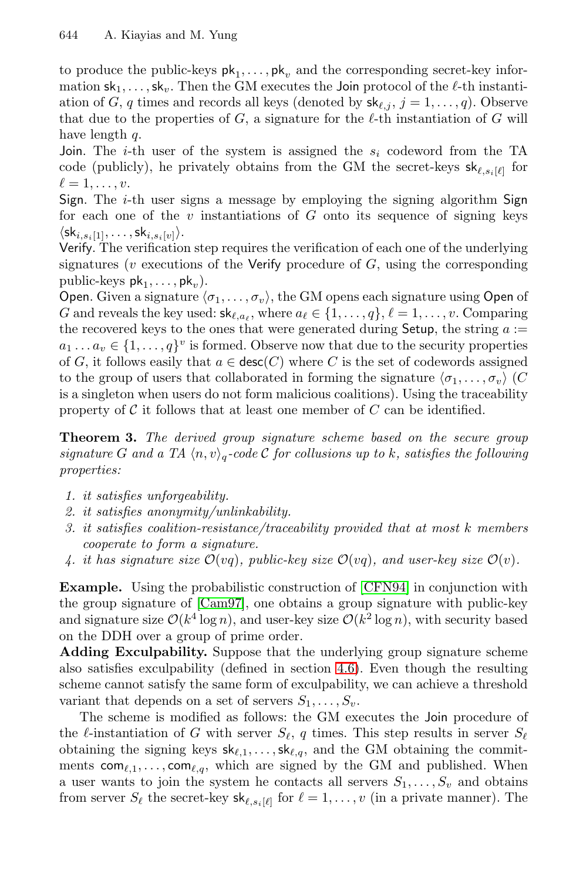to produce the public-keys $\mathsf{pk}_1, \ldots, \mathsf{pk}_v$ and the corresponding secret-key information $\mathsf{sk}_1, \ldots, \mathsf{sk}_v$. Then the GM executes the Join protocol of the $\ell$-th instantiation of $G$, $q$ times and records all keys (denoted by $\mathsf{sk}_{\ell,j}$, $j = 1, \ldots, q$). Observe that due to the properties of $G$, a signature for the $\ell$-th instantiation of $G$ will have length $q$.

Join. The $i$-th user of the system is assigned the $s_i$ codeword from the TA code (publicly), he privately obtains from the GM the secret-keys $\mathsf{sk}_{\ell,s_i[\ell]}$ for $\ell = 1, \ldots, v$.

Sign. The $i$-th user signs a message by employing the signing algorithm Sign for each one of the $v$ instantiations of $G$ onto its sequence of signing keys $\langle \mathsf{sk}_{i,s_i[1]}, \ldots, \mathsf{sk}_{i,s_i[v]} \rangle$.

Verify. The verification step requires the verification of each one of the underlying signatures ($v$ executions of the Verify procedure of $G$, using the corresponding public-keys $\mathsf{pk}_1, \ldots, \mathsf{pk}_v$).

Open. Given a signature $\langle \sigma_1, \ldots, \sigma_v \rangle$, the GM opens each signature using Open of $G$ and reveals the key used: $\mathsf{sk}_{\ell,a_\ell}$, where $a_\ell \in \{1, \ldots, q\}$, $\ell = 1, \ldots, v$. Comparing the recovered keys to the ones that were generated during Setup, the string $a := a_1 \ldots a_v \in \{1, \ldots, q\}^v$ is formed. Observe now that due to the security properties of $G$, it follows easily that $a \in \mathsf{desc}(C)$ where $C$ is the set of codewords assigned to the group of users that collaborated in forming the signature $\langle \sigma_1, \ldots, \sigma_v \rangle$ ($C$ is a singleton when users do not form malicious coalitions). Using the traceability property of $\mathcal{C}$ it follows that at least one member of $C$ can be identified.

**Theorem 3.** *The derived group signature scheme based on the secure group signature $G$ and a TA $\langle n, v \rangle_q$-code $\mathcal{C}$ for collusions up to $k$, satisfies the following properties:*

1. *it satisfies unforgeability.*
2. *it satisfies anonymity/unlinkability.*
3. *it satisfies coalition-resistance/traceability provided that at most $k$ members cooperate to form a signature.*
4. *it has signature size $\mathcal{O}(vq)$, public-key size $\mathcal{O}(vq)$, and user-key size $\mathcal{O}(v)$.*

**Example.** Using the probabilistic construction of [CFN94] in conjunction with the group signature of [Cam97], one obtains a group signature with public-key and signature size $\mathcal{O}(k^4 \log n)$, and user-key size $\mathcal{O}(k^2 \log n)$, with security based on the DDH over a group of prime order.

**Adding Exculpability.** Suppose that the underlying group signature scheme also satisfies exculpability (defined in section 4.6). Even though the resulting scheme cannot satisfy the same form of exculpability, we can achieve a threshold variant that depends on a set of servers $S_1, \ldots, S_v$.

The scheme is modified as follows: the GM executes the Join procedure of the $\ell$-instantiation of $G$ with server $S_\ell$, $q$ times. This step results in server $S_\ell$ obtaining the signing keys $\mathsf{sk}_{\ell,1}, \ldots, \mathsf{sk}_{\ell,q}$, and the GM obtaining the commitments $\mathsf{com}_{\ell,1}, \ldots, \mathsf{com}_{\ell,q}$, which are signed by the GM and published. When a user wants to join the system he contacts all servers $S_1, \ldots, S_v$ and obtains from server $S_\ell$ the secret-key $\mathsf{sk}_{\ell,s_i[\ell]}$ for $\ell = 1, \ldots, v$ (in a private manner). The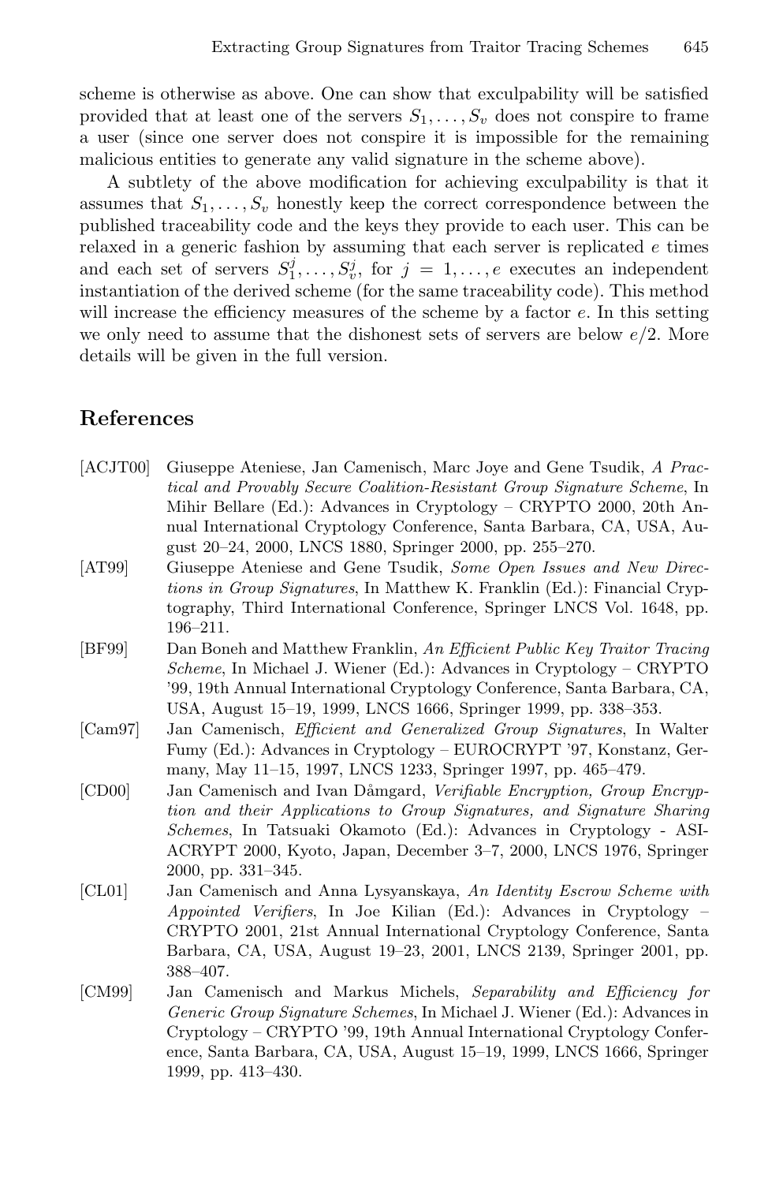scheme is otherwise as above. One can show that exculpability will be satisfied provided that at least one of the servers $S_1, \ldots, S_v$ does not conspire to frame a user (since one server does not conspire it is impossible for the remaining malicious entities to generate any valid signature in the scheme above).

A subtlety of the above modification for achieving exculpability is that it assumes that $S_1, \ldots, S_v$ honestly keep the correct correspondence between the published traceability code and the keys they provide to each user. This can be relaxed in a generic fashion by assuming that each server is replicated $e$ times and each set of servers $S_1^j, \ldots, S_v^j$, for $j = 1, \ldots, e$ executes an independent instantiation of the derived scheme (for the same traceability code). This method will increase the efficiency measures of the scheme by a factor $e$. In this setting we only need to assume that the dishonest sets of servers are below $e/2$. More details will be given in the full version.

## References

- [ACJT00] Giuseppe Ateniese, Jan Camenisch, Marc Joye and Gene Tsudik, *A Practical and Provably Secure Coalition-Resistant Group Signature Scheme*, In Mihir Bellare (Ed.): Advances in Cryptology – CRYPTO 2000, 20th Annual International Cryptology Conference, Santa Barbara, CA, USA, August 20–24, 2000, LNCS 1880, Springer 2000, pp. 255–270.
- [AT99] Giuseppe Ateniese and Gene Tsudik, *Some Open Issues and New Directions in Group Signatures*, In Matthew K. Franklin (Ed.): Financial Cryptography, Third International Conference, Springer LNCS Vol. 1648, pp. 196–211.
- [BF99] Dan Boneh and Matthew Franklin, *An Efficient Public Key Traitor Tracing Scheme*, In Michael J. Wiener (Ed.): Advances in Cryptology – CRYPTO '99, 19th Annual International Cryptology Conference, Santa Barbara, CA, USA, August 15–19, 1999, LNCS 1666, Springer 1999, pp. 338–353.
- [Cam97] Jan Camenisch, *Efficient and Generalized Group Signatures*, In Walter Fumy (Ed.): Advances in Cryptology – EUROCRYPT '97, Konstanz, Germany, May 11–15, 1997, LNCS 1233, Springer 1997, pp. 465–479.
- [CD00] Jan Camenisch and Ivan Dåmgard, *Verifiable Encryption, Group Encryption and their Applications to Group Signatures, and Signature Sharing Schemes*, In Tatsuaki Okamoto (Ed.): Advances in Cryptology - ASIACRYPT 2000, Kyoto, Japan, December 3–7, 2000, LNCS 1976, Springer 2000, pp. 331–345.
- [CL01] Jan Camenisch and Anna Lysyanskaya, *An Identity Escrow Scheme with Appointed Verifiers*, In Joe Kilian (Ed.): Advances in Cryptology – CRYPTO 2001, 21st Annual International Cryptology Conference, Santa Barbara, CA, USA, August 19–23, 2001, LNCS 2139, Springer 2001, pp. 388–407.
- [CM99] Jan Camenisch and Markus Michels, *Separability and Efficiency for Generic Group Signature Schemes*, In Michael J. Wiener (Ed.): Advances in Cryptology – CRYPTO '99, 19th Annual International Cryptology Conference, Santa Barbara, CA, USA, August 15–19, 1999, LNCS 1666, Springer 1999, pp. 413–430.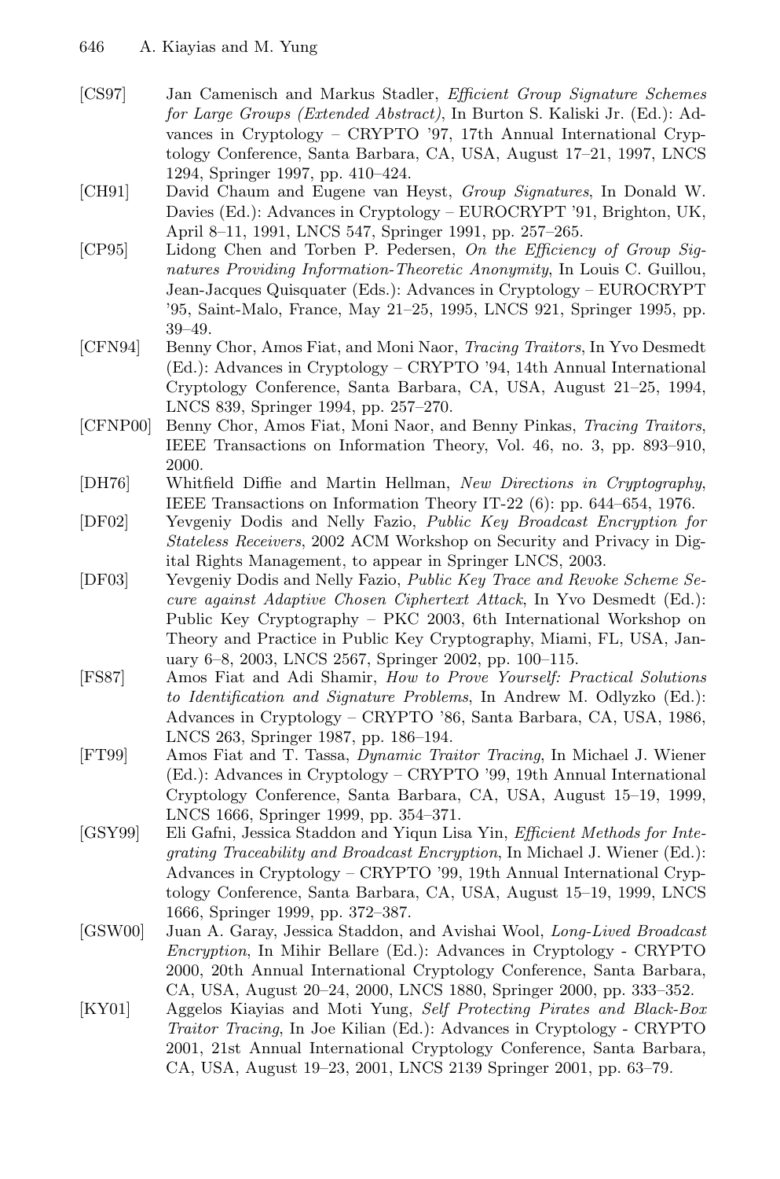[CS97] Jan Camenisch and Markus Stadler, *Efficient Group Signature Schemes for Large Groups (Extended Abstract)*, In Burton S. Kaliski Jr. (Ed.): Advances in Cryptology – CRYPTO '97, 17th Annual International Cryptology Conference, Santa Barbara, CA, USA, August 17–21, 1997, LNCS 1294, Springer 1997, pp. 410–424.

[CH91] David Chaum and Eugene van Heyst, *Group Signatures*, In Donald W. Davies (Ed.): Advances in Cryptology – EUROCRYPT '91, Brighton, UK, April 8–11, 1991, LNCS 547, Springer 1991, pp. 257–265.

[CP95] Lidong Chen and Torben P. Pedersen, *On the Efficiency of Group Signatures Providing Information-Theoretic Anonymity*, In Louis C. Guillou, Jean-Jacques Quisquater (Eds.): Advances in Cryptology – EUROCRYPT '95, Saint-Malo, France, May 21–25, 1995, LNCS 921, Springer 1995, pp. 39–49.

[CFN94] Benny Chor, Amos Fiat, and Moni Naor, *Tracing Traitors*, In Yvo Desmedt (Ed.): Advances in Cryptology – CRYPTO '94, 14th Annual International Cryptology Conference, Santa Barbara, CA, USA, August 21–25, 1994, LNCS 839, Springer 1994, pp. 257–270.

[CFNP00] Benny Chor, Amos Fiat, Moni Naor, and Benny Pinkas, *Tracing Traitors*, IEEE Transactions on Information Theory, Vol. 46, no. 3, pp. 893–910, 2000.

[DH76] Whitfield Diffie and Martin Hellman, *New Directions in Cryptography*, IEEE Transactions on Information Theory IT-22 (6): pp. 644–654, 1976.

[DF02] Yevgeniy Dodis and Nelly Fazio, *Public Key Broadcast Encryption for Stateless Receivers*, 2002 ACM Workshop on Security and Privacy in Digital Rights Management, to appear in Springer LNCS, 2003.

[DF03] Yevgeniy Dodis and Nelly Fazio, *Public Key Trace and Revoke Scheme Secure against Adaptive Chosen Ciphertext Attack*, In Yvo Desmedt (Ed.): Public Key Cryptography – PKC 2003, 6th International Workshop on Theory and Practice in Public Key Cryptography, Miami, FL, USA, January 6–8, 2003, LNCS 2567, Springer 2002, pp. 100–115.

[FS87] Amos Fiat and Adi Shamir, *How to Prove Yourself: Practical Solutions to Identification and Signature Problems*, In Andrew M. Odlyzko (Ed.): Advances in Cryptology – CRYPTO '86, Santa Barbara, CA, USA, 1986, LNCS 263, Springer 1987, pp. 186–194.

[FT99] Amos Fiat and T. Tassa, *Dynamic Traitor Tracing*, In Michael J. Wiener (Ed.): Advances in Cryptology – CRYPTO '99, 19th Annual International Cryptology Conference, Santa Barbara, CA, USA, August 15–19, 1999, LNCS 1666, Springer 1999, pp. 354–371.

[GSY99] Eli Gafni, Jessica Staddon and Yiqun Lisa Yin, *Efficient Methods for Integrating Traceability and Broadcast Encryption*, In Michael J. Wiener (Ed.): Advances in Cryptology – CRYPTO '99, 19th Annual International Cryptology Conference, Santa Barbara, CA, USA, August 15–19, 1999, LNCS 1666, Springer 1999, pp. 372–387.

[GSW00] Juan A. Garay, Jessica Staddon, and Avishai Wool, *Long-Lived Broadcast Encryption*, In Mihir Bellare (Ed.): Advances in Cryptology - CRYPTO 2000, 20th Annual International Cryptology Conference, Santa Barbara, CA, USA, August 20–24, 2000, LNCS 1880, Springer 2000, pp. 333–352.

[KY01] Aggelos Kiayias and Moti Yung, *Self Protecting Pirates and Black-Box Traitor Tracing*, In Joe Kilian (Ed.): Advances in Cryptology - CRYPTO 2001, 21st Annual International Cryptology Conference, Santa Barbara, CA, USA, August 19–23, 2001, LNCS 2139 Springer 2001, pp. 63–79.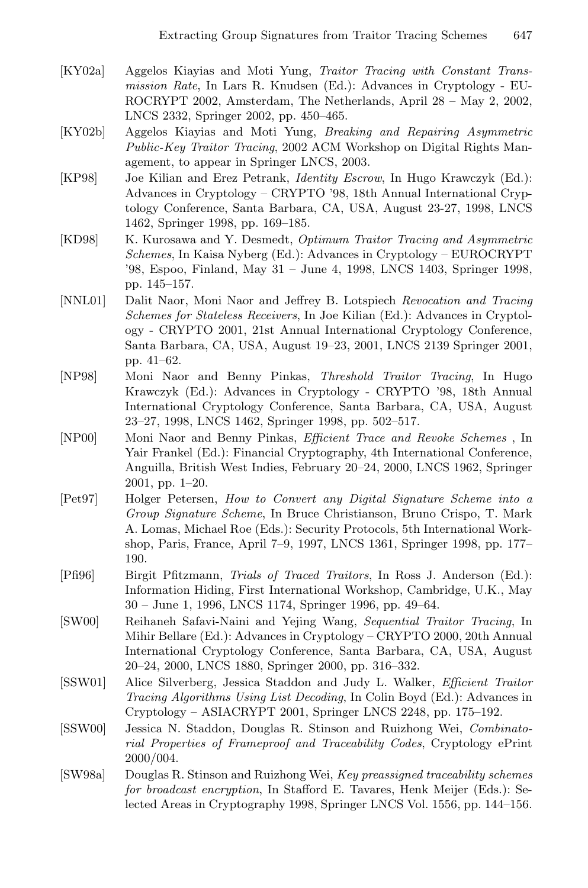[KY02a] Aggelos Kiayias and Moti Yung, *Traitor Tracing with Constant Transmission Rate*, In Lars R. Knudsen (Ed.): Advances in Cryptology - EUROCRYPT 2002, Amsterdam, The Netherlands, April 28 – May 2, 2002, LNCS 2332, Springer 2002, pp. 450–465.

[KY02b] Aggelos Kiayias and Moti Yung, *Breaking and Repairing Asymmetric Public-Key Traitor Tracing*, 2002 ACM Workshop on Digital Rights Management, to appear in Springer LNCS, 2003.

[KP98] Joe Kilian and Erez Petrank, *Identity Escrow*, In Hugo Krawczyk (Ed.): Advances in Cryptology – CRYPTO '98, 18th Annual International Cryptology Conference, Santa Barbara, CA, USA, August 23-27, 1998, LNCS 1462, Springer 1998, pp. 169–185.

[KD98] K. Kurosawa and Y. Desmedt, *Optimum Traitor Tracing and Asymmetric Schemes*, In Kaisa Nyberg (Ed.): Advances in Cryptology – EUROCRYPT '98, Espoo, Finland, May 31 – June 4, 1998, LNCS 1403, Springer 1998, pp. 145–157.

[NNL01] Dalit Naor, Moni Naor and Jeffrey B. Lotspiech *Revocation and Tracing Schemes for Stateless Receivers*, In Joe Kilian (Ed.): Advances in Cryptology - CRYPTO 2001, 21st Annual International Cryptology Conference, Santa Barbara, CA, USA, August 19–23, 2001, LNCS 2139 Springer 2001, pp. 41–62.

[NP98] Moni Naor and Benny Pinkas, *Threshold Traitor Tracing*, In Hugo Krawczyk (Ed.): Advances in Cryptology - CRYPTO '98, 18th Annual International Cryptology Conference, Santa Barbara, CA, USA, August 23–27, 1998, LNCS 1462, Springer 1998, pp. 502–517.

[NP00] Moni Naor and Benny Pinkas, *Efficient Trace and Revoke Schemes* , In Yair Frankel (Ed.): Financial Cryptography, 4th International Conference, Anguilla, British West Indies, February 20–24, 2000, LNCS 1962, Springer 2001, pp. 1–20.

[Pet97] Holger Petersen, *How to Convert any Digital Signature Scheme into a Group Signature Scheme*, In Bruce Christianson, Bruno Crispo, T. Mark A. Lomas, Michael Roe (Eds.): Security Protocols, 5th International Workshop, Paris, France, April 7–9, 1997, LNCS 1361, Springer 1998, pp. 177–190.

[Pfi96] Birgit Pfitzmann, *Trials of Traced Traitors*, In Ross J. Anderson (Ed.): Information Hiding, First International Workshop, Cambridge, U.K., May 30 – June 1, 1996, LNCS 1174, Springer 1996, pp. 49–64.

[SW00] Reihaneh Safavi-Naini and Yejing Wang, *Sequential Traitor Tracing*, In Mihir Bellare (Ed.): Advances in Cryptology – CRYPTO 2000, 20th Annual International Cryptology Conference, Santa Barbara, CA, USA, August 20–24, 2000, LNCS 1880, Springer 2000, pp. 316–332.

[SSW01] Alice Silverberg, Jessica Staddon and Judy L. Walker, *Efficient Traitor Tracing Algorithms Using List Decoding*, In Colin Boyd (Ed.): Advances in Cryptology – ASIACRYPT 2001, Springer LNCS 2248, pp. 175–192.

[SSW00] Jessica N. Staddon, Douglas R. Stinson and Ruizhong Wei, *Combinatorial Properties of Frameproof and Traceability Codes*, Cryptology ePrint 2000/004.

[SW98a] Douglas R. Stinson and Ruizhong Wei, *Key preassigned traceability schemes for broadcast encryption*, In Stafford E. Tavares, Henk Meijer (Eds.): Selected Areas in Cryptography 1998, Springer LNCS Vol. 1556, pp. 144–156.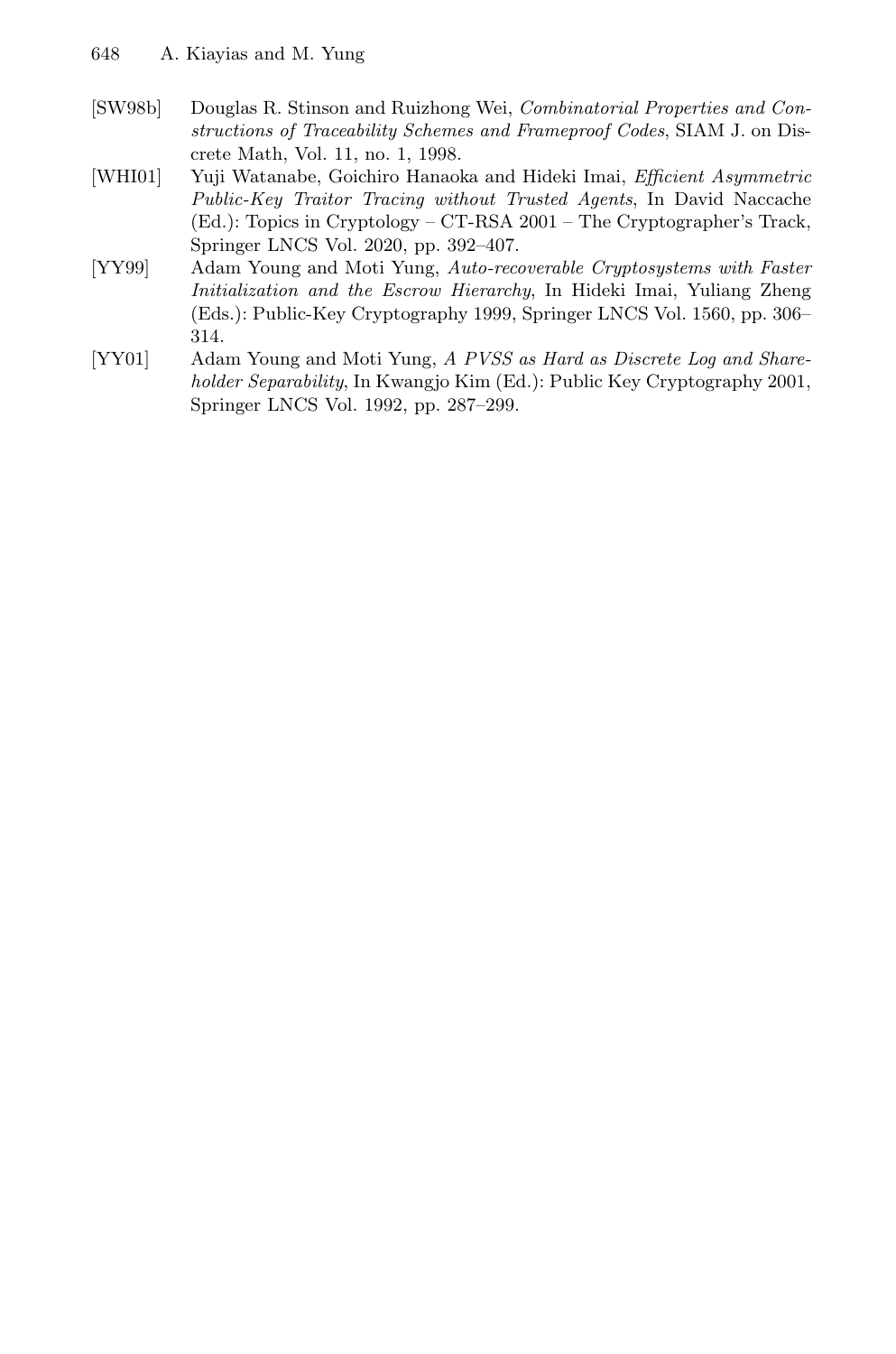[SW98b] Douglas R. Stinson and Ruizhong Wei, *Combinatorial Properties and Constructions of Traceability Schemes and Frameproof Codes*, SIAM J. on Discrete Math, Vol. 11, no. 1, 1998.

[WHI01] Yuji Watanabe, Goichiro Hanaoka and Hideki Imai, *Efficient Asymmetric Public-Key Traitor Tracing without Trusted Agents*, In David Naccache (Ed.): Topics in Cryptology – CT-RSA 2001 – The Cryptographer's Track, Springer LNCS Vol. 2020, pp. 392–407.

[YY99] Adam Young and Moti Yung, *Auto-recoverable Cryptosystems with Faster Initialization and the Escrow Hierarchy*, In Hideki Imai, Yuliang Zheng (Eds.): Public-Key Cryptography 1999, Springer LNCS Vol. 1560, pp. 306–314.

[YY01] Adam Young and Moti Yung, *A PVSS as Hard as Discrete Log and Shareholder Separability*, In Kwangjo Kim (Ed.): Public Key Cryptography 2001, Springer LNCS Vol. 1992, pp. 287–299.